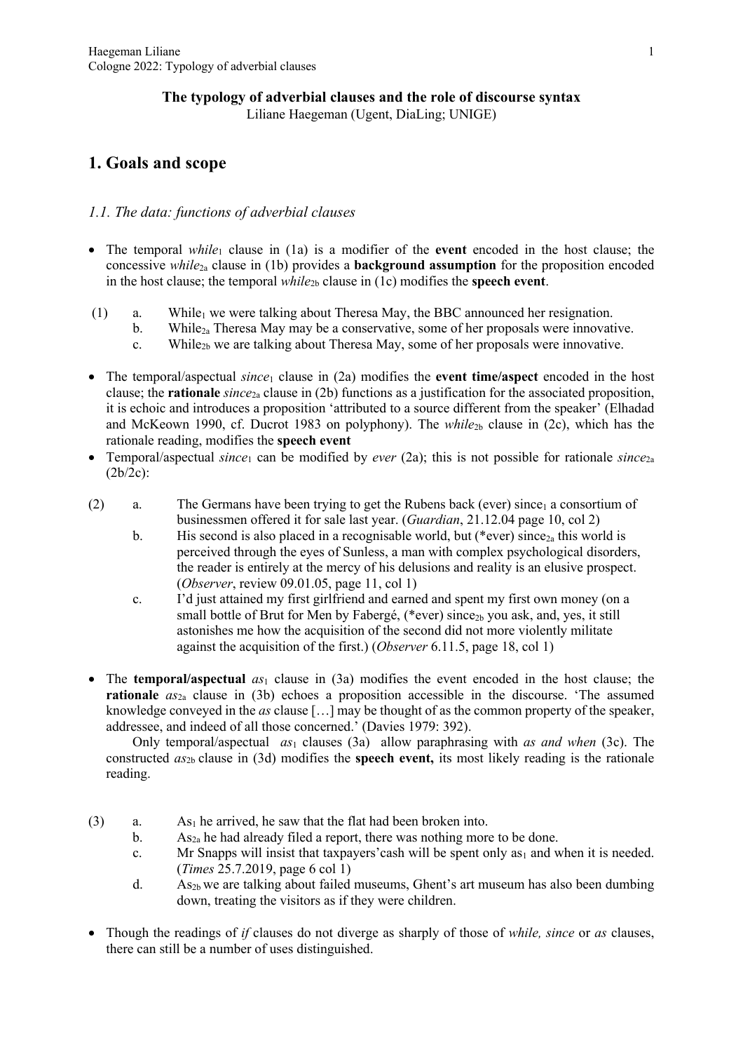**The typology of adverbial clauses and the role of discourse syntax**
Liliane Haegeman (Ugent, DiaLing; UNIGE)

# 1. Goals and scope

## *1.1. The data: functions of adverbial clauses*

- The temporal *while*$_1$ clause in (1a) is a modifier of the **event** encoded in the host clause; the concessive *while*$_{2a}$ clause in (1b) provides a **background assumption** for the proposition encoded in the host clause; the temporal *while*$_{2b}$ clause in (1c) modifies the **speech event**.

(1) a. While$_1$ we were talking about Theresa May, the BBC announced her resignation.
 b. While$_{2a}$ Theresa May may be a conservative, some of her proposals were innovative.
 c. While$_{2b}$ we are talking about Theresa May, some of her proposals were innovative.

- The temporal/aspectual *since*$_1$ clause in (2a) modifies the **event time/aspect** encoded in the host clause; the **rationale** *since*$_{2a}$ clause in (2b) functions as a justification for the associated proposition, it is echoic and introduces a proposition 'attributed to a source different from the speaker' (Elhadad and McKeown 1990, cf. Ducrot 1983 on polyphony). The *while*$_{2b}$ clause in (2c), which has the rationale reading, modifies the **speech event**
- Temporal/aspectual *since*$_1$ can be modified by *ever* (2a); this is not possible for rationale *since*$_{2a}$ (2b/2c):

(2) a. The Germans have been trying to get the Rubens back (ever) since$_1$ a consortium of businessmen offered it for sale last year. (*Guardian*, 21.12.04 page 10, col 2)
 b. His second is also placed in a recognisable world, but (*ever) since$_{2a}$ this world is perceived through the eyes of Sunless, a man with complex psychological disorders, the reader is entirely at the mercy of his delusions and reality is an elusive prospect. (*Observer*, review 09.01.05, page 11, col 1)
 c. I'd just attained my first girlfriend and earned and spent my first own money (on a small bottle of Brut for Men by Fabergé, (*ever) since$_{2b}$ you ask, and, yes, it still astonishes me how the acquisition of the second did not more violently militate against the acquisition of the first.) (*Observer* 6.11.5, page 18, col 1)

- The **temporal/aspectual** *as*$_1$ clause in (3a) modifies the event encoded in the host clause; the **rationale** *as*$_{2a}$ clause in (3b) echoes a proposition accessible in the discourse. 'The assumed knowledge conveyed in the *as* clause […] may be thought of as the common property of the speaker, addressee, and indeed of all those concerned.' (Davies 1979: 392).

 Only temporal/aspectual *as*$_1$ clauses (3a) allow paraphrasing with *as and when* (3c). The constructed *as*$_{2b}$ clause in (3d) modifies the **speech event,** its most likely reading is the rationale reading.

(3) a. As$_1$ he arrived, he saw that the flat had been broken into.
 b. As$_{2a}$ he had already filed a report, there was nothing more to be done.
 c. Mr Snapps will insist that taxpayers'cash will be spent only as$_1$ and when it is needed. (*Times* 25.7.2019, page 6 col 1)
 d. As$_{2b}$ we are talking about failed museums, Ghent's art museum has also been dumbing down, treating the visitors as if they were children.

- Though the readings of *if* clauses do not diverge as sharply of those of *while, since* or *as* clauses, there can still be a number of uses distinguished.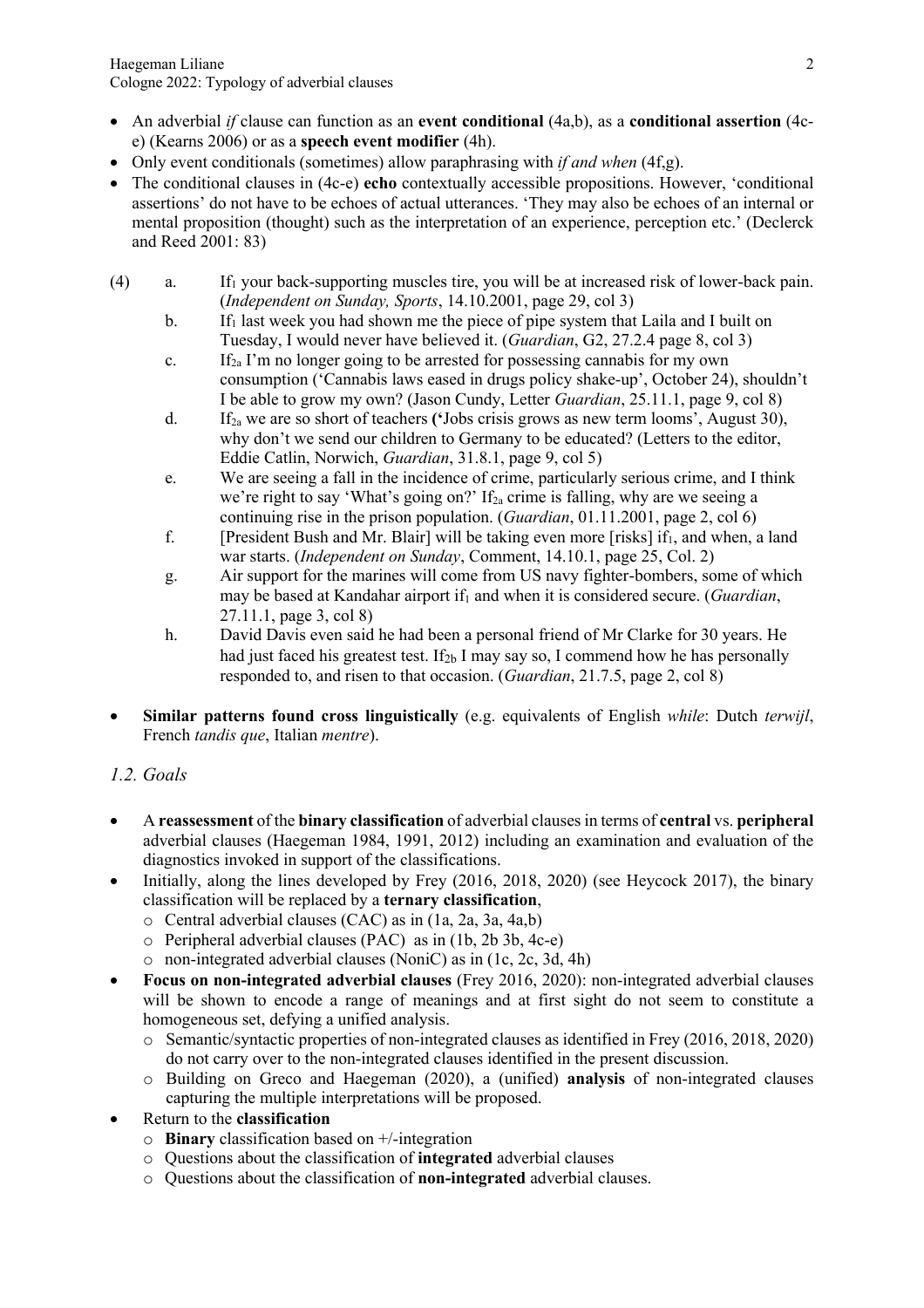- An adverbial *if* clause can function as an **event conditional** (4a,b), as a **conditional assertion** (4c-e) (Kearns 2006) or as a **speech event modifier** (4h).
- Only event conditionals (sometimes) allow paraphrasing with *if and when* (4f,g).
- The conditional clauses in (4c-e) **echo** contextually accessible propositions. However, 'conditional assertions' do not have to be echoes of actual utterances. 'They may also be echoes of an internal or mental proposition (thought) such as the interpretation of an experience, perception etc.' (Declerck and Reed 2001: 83)

(4) a. $If_1$ your back-supporting muscles tire, you will be at increased risk of lower-back pain. (*Independent on Sunday, Sports*, 14.10.2001, page 29, col 3)

b. $If_1$ last week you had shown me the piece of pipe system that Laila and I built on Tuesday, I would never have believed it. (*Guardian*, G2, 27.2.4 page 8, col 3)

c. $If_{2a}$ I'm no longer going to be arrested for possessing cannabis for my own consumption ('Cannabis laws eased in drugs policy shake-up', October 24), shouldn't I be able to grow my own? (Jason Cundy, Letter *Guardian*, 25.11.1, page 9, col 8)

d. $If_{2a}$ we are so short of teachers **('**Jobs crisis grows as new term looms', August 30), why don't we send our children to Germany to be educated? (Letters to the editor, Eddie Catlin, Norwich, *Guardian*, 31.8.1, page 9, col 5)

e. We are seeing a fall in the incidence of crime, particularly serious crime, and I think we're right to say 'What's going on?' $If_{2a}$ crime is falling, why are we seeing a continuing rise in the prison population. (*Guardian*, 01.11.2001, page 2, col 6)

f. [President Bush and Mr. Blair] will be taking even more [risks] $if_1$, and when, a land war starts. (*Independent on Sunday*, Comment, 14.10.1, page 25, Col. 2)

g. Air support for the marines will come from US navy fighter-bombers, some of which may be based at Kandahar airport $if_1$ and when it is considered secure. (*Guardian*, 27.11.1, page 3, col 8)

h. David Davis even said he had been a personal friend of Mr Clarke for 30 years. He had just faced his greatest test. $If_{2b}$ I may say so, I commend how he has personally responded to, and risen to that occasion. (*Guardian*, 21.7.5, page 2, col 8)

- **Similar patterns found cross linguistically** (e.g. equivalents of English *while*: Dutch *terwijl*, French *tandis que*, Italian *mentre*).

### *1.2. Goals*

- A **reassessment** of the **binary classification** of adverbial clauses in terms of **central** vs. **peripheral** adverbial clauses (Haegeman 1984, 1991, 2012) including an examination and evaluation of the diagnostics invoked in support of the classifications.
- Initially, along the lines developed by Frey (2016, 2018, 2020) (see Heycock 2017), the binary classification will be replaced by a **ternary classification**,
  - Central adverbial clauses (CAC) as in (1a, 2a, 3a, 4a,b)
  - Peripheral adverbial clauses (PAC) as in (1b, 2b 3b, 4c-e)
  - non-integrated adverbial clauses (NoniC) as in (1c, 2c, 3d, 4h)
- **Focus on non-integrated adverbial clauses** (Frey 2016, 2020): non-integrated adverbial clauses will be shown to encode a range of meanings and at first sight do not seem to constitute a homogeneous set, defying a unified analysis.
  - Semantic/syntactic properties of non-integrated clauses as identified in Frey (2016, 2018, 2020) do not carry over to the non-integrated clauses identified in the present discussion.
  - Building on Greco and Haegeman (2020), a (unified) **analysis** of non-integrated clauses capturing the multiple interpretations will be proposed.
- Return to the **classification**
  - **Binary** classification based on +/-integration
  - Questions about the classification of **integrated** adverbial clauses
  - Questions about the classification of **non-integrated** adverbial clauses.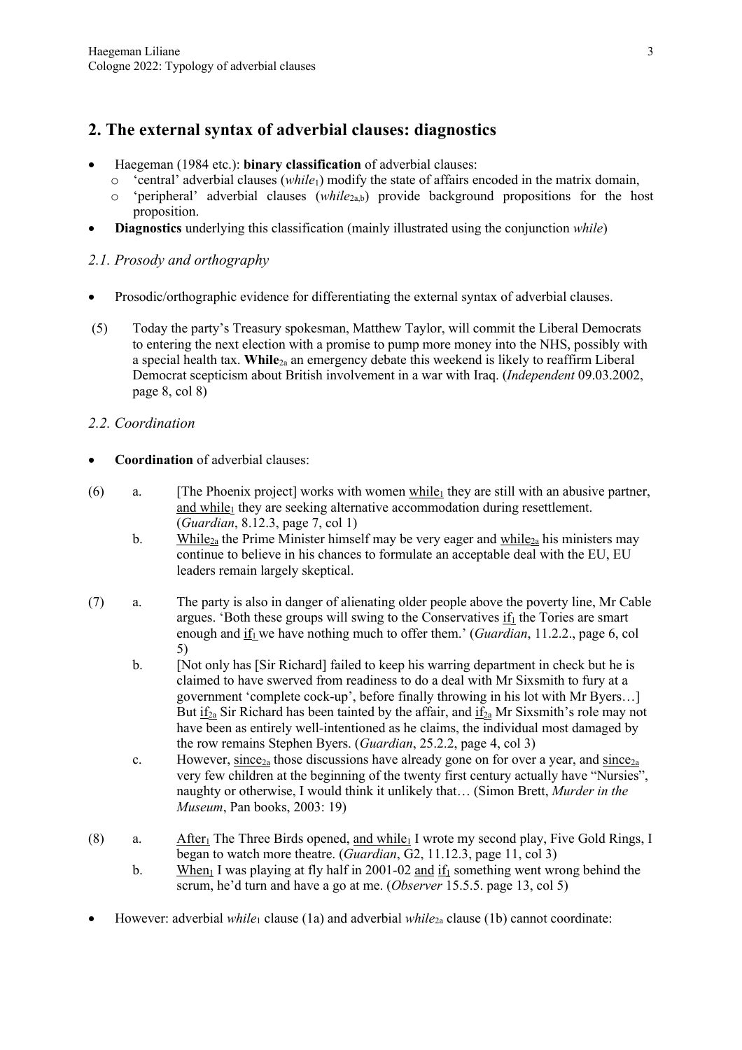## 2. The external syntax of adverbial clauses: diagnostics

- Haegeman (1984 etc.): **binary classification** of adverbial clauses:
  - 'central' adverbial clauses (*while*$_1$) modify the state of affairs encoded in the matrix domain,
  - 'peripheral' adverbial clauses (*while*$_{2a,b}$) provide background propositions for the host proposition.
- **Diagnostics** underlying this classification (mainly illustrated using the conjunction *while*)

### *2.1. Prosody and orthography*

- Prosodic/orthographic evidence for differentiating the external syntax of adverbial clauses.

(5) Today the party's Treasury spokesman, Matthew Taylor, will commit the Liberal Democrats to entering the next election with a promise to pump more money into the NHS, possibly with a special health tax. **While**$_{2a}$ an emergency debate this weekend is likely to reaffirm Liberal Democrat scepticism about British involvement in a war with Iraq. (*Independent* 09.03.2002, page 8, col 8)

### *2.2. Coordination*

- **Coordination** of adverbial clauses:

(6) a. [The Phoenix project] works with women while$_1$ they are still with an abusive partner, and while$_1$ they are seeking alternative accommodation during resettlement. (*Guardian*, 8.12.3, page 7, col 1)

b. While$_{2a}$ the Prime Minister himself may be very eager and while$_{2a}$ his ministers may continue to believe in his chances to formulate an acceptable deal with the EU, EU leaders remain largely skeptical.

(7) a. The party is also in danger of alienating older people above the poverty line, Mr Cable argues. 'Both these groups will swing to the Conservatives if$_1$ the Tories are smart enough and if$_1$ we have nothing much to offer them.' (*Guardian*, 11.2.2., page 6, col 5)

b. [Not only has [Sir Richard] failed to keep his warring department in check but he is claimed to have swerved from readiness to do a deal with Mr Sixsmith to fury at a government 'complete cock-up', before finally throwing in his lot with Mr Byers…] But if$_{2a}$ Sir Richard has been tainted by the affair, and if$_{2a}$ Mr Sixsmith's role may not have been as entirely well-intentioned as he claims, the individual most damaged by the row remains Stephen Byers. (*Guardian*, 25.2.2, page 4, col 3)

c. However, since$_{2a}$ those discussions have already gone on for over a year, and since$_{2a}$ very few children at the beginning of the twenty first century actually have "Nursies", naughty or otherwise, I would think it unlikely that… (Simon Brett, *Murder in the Museum*, Pan books, 2003: 19)

(8) a. After$_1$ The Three Birds opened, and while$_1$ I wrote my second play, Five Gold Rings, I began to watch more theatre. (*Guardian*, G2, 11.12.3, page 11, col 3)

b. When$_1$ I was playing at fly half in 2001-02 and if$_1$ something went wrong behind the scrum, he'd turn and have a go at me. (*Observer* 15.5.5. page 13, col 5)

- However: adverbial *while*$_1$ clause (1a) and adverbial *while*$_{2a}$ clause (1b) cannot coordinate: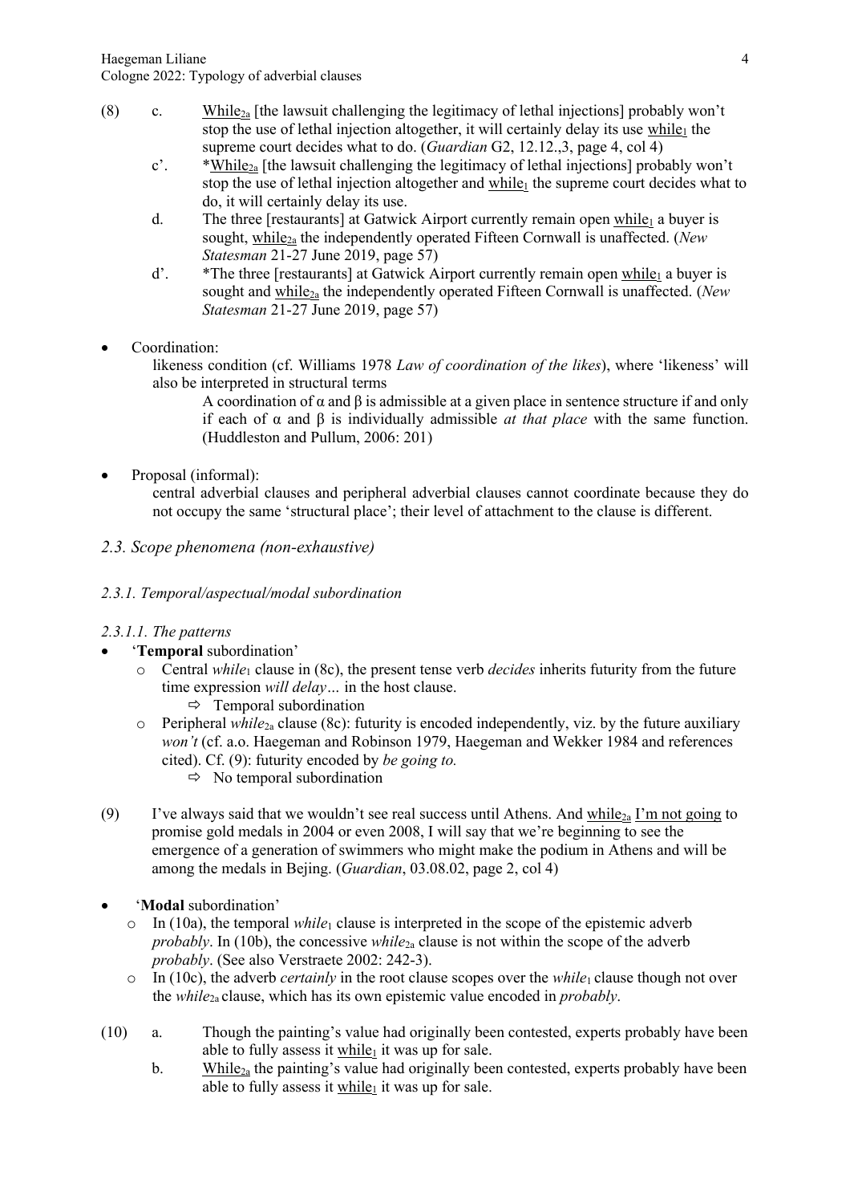(8) c. <u>While$_{2a}$</u> [the lawsuit challenging the legitimacy of lethal injections] probably won't stop the use of lethal injection altogether, it will certainly delay its use <u>while$_1$</u> the supreme court decides what to do. (*Guardian* G2, 12.12.,3, page 4, col 4)

c'. *<u>While$_{2a}$</u> [the lawsuit challenging the legitimacy of lethal injections] probably won't stop the use of lethal injection altogether and <u>while$_1$</u> the supreme court decides what to do, it will certainly delay its use.

d. The three [restaurants] at Gatwick Airport currently remain open <u>while$_1$</u> a buyer is sought, <u>while$_{2a}$</u> the independently operated Fifteen Cornwall is unaffected. (*New Statesman* 21-27 June 2019, page 57)

d'. *The three [restaurants] at Gatwick Airport currently remain open <u>while$_1$</u> a buyer is sought and <u>while$_{2a}$</u> the independently operated Fifteen Cornwall is unaffected. (*New Statesman* 21-27 June 2019, page 57)

- Coordination:

  likeness condition (cf. Williams 1978 *Law of coordination of the likes*), where 'likeness' will also be interpreted in structural terms

  > A coordination of α and β is admissible at a given place in sentence structure if and only if each of α and β is individually admissible *at that place* with the same function. (Huddleston and Pullum, 2006: 201)

- Proposal (informal):

  central adverbial clauses and peripheral adverbial clauses cannot coordinate because they do not occupy the same 'structural place'; their level of attachment to the clause is different.

## *2.3. Scope phenomena (non-exhaustive)*

### *2.3.1. Temporal/aspectual/modal subordination*

#### *2.3.1.1. The patterns*

- '**Temporal** subordination'
  - Central *while*$_1$ clause in (8c), the present tense verb *decides* inherits futurity from the future time expression *will delay…* in the host clause.
    - ⇨ Temporal subordination
  - Peripheral *while*$_{2a}$ clause (8c): futurity is encoded independently, viz. by the future auxiliary *won't* (cf. a.o. Haegeman and Robinson 1979, Haegeman and Wekker 1984 and references cited). Cf. (9): futurity encoded by *be going to.*
    - ⇨ No temporal subordination

(9) I've always said that we wouldn't see real success until Athens. And <u>while$_{2a}$</u> <u>I'm not going</u> to promise gold medals in 2004 or even 2008, I will say that we're beginning to see the emergence of a generation of swimmers who might make the podium in Athens and will be among the medals in Bejing. (*Guardian*, 03.08.02, page 2, col 4)

- '**Modal** subordination'
  - In (10a), the temporal *while*$_1$ clause is interpreted in the scope of the epistemic adverb *probably*. In (10b), the concessive *while*$_{2a}$ clause is not within the scope of the adverb *probably*. (See also Verstraete 2002: 242-3).
  - In (10c), the adverb *certainly* in the root clause scopes over the *while*$_1$ clause though not over the *while*$_{2a}$ clause, which has its own epistemic value encoded in *probably*.

(10) a. Though the painting's value had originally been contested, experts probably have been able to fully assess it <u>while$_1$</u> it was up for sale.

b. <u>While$_{2a}$</u> the painting's value had originally been contested, experts probably have been able to fully assess it <u>while$_1$</u> it was up for sale.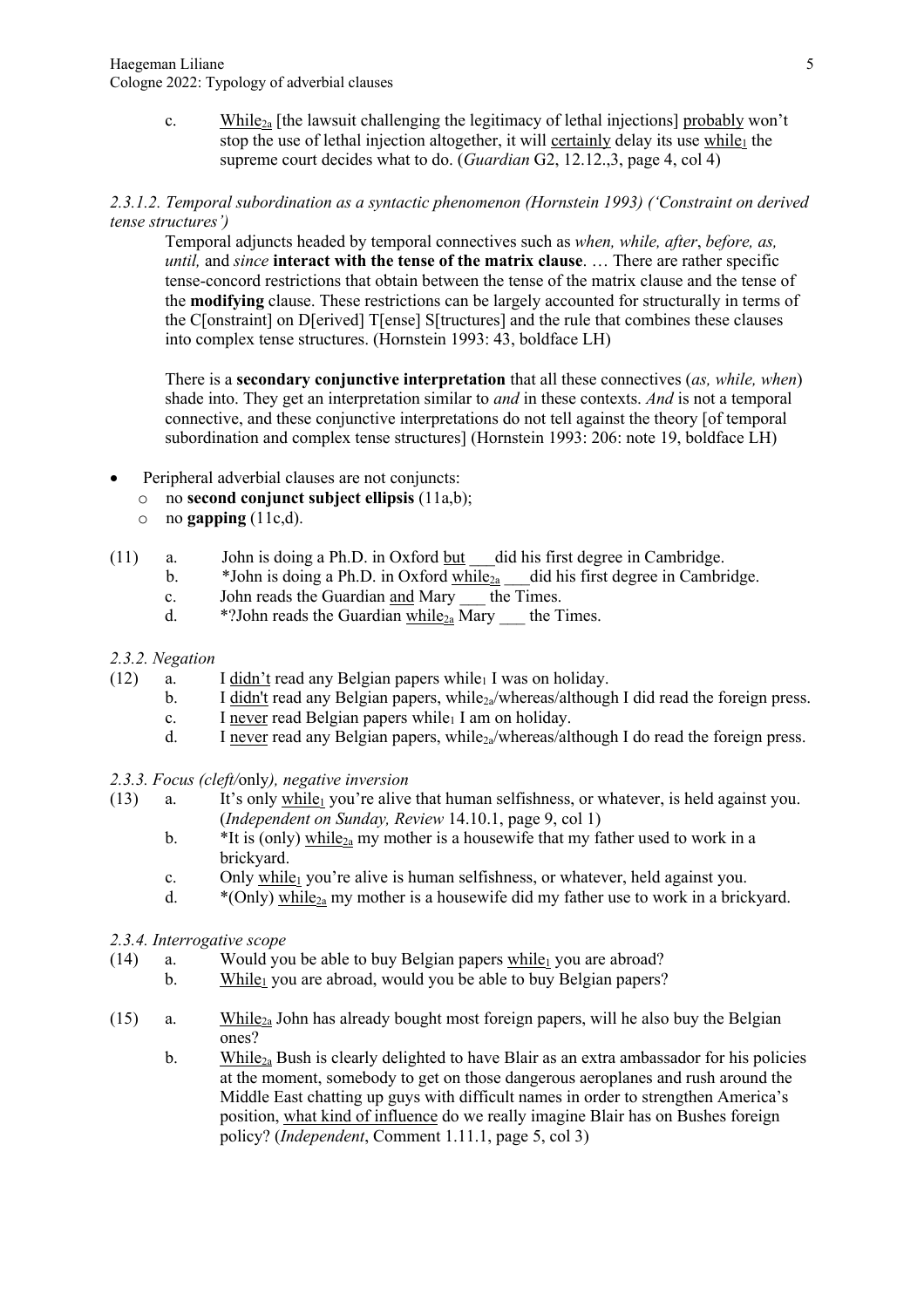c. <u>While$_{2a}$</u> [the lawsuit challenging the legitimacy of lethal injections] <u>probably</u> won't stop the use of lethal injection altogether, it will <u>certainly</u> delay its use <u>while$_1$</u> the supreme court decides what to do. (*Guardian* G2, 12.12.,3, page 4, col 4)

*2.3.1.2. Temporal subordination as a syntactic phenomenon (Hornstein 1993) ('Constraint on derived tense structures')*

Temporal adjuncts headed by temporal connectives such as *when, while, after*, *before, as, until,* and *since* **interact with the tense of the matrix clause**. … There are rather specific tense-concord restrictions that obtain between the tense of the matrix clause and the tense of the **modifying** clause. These restrictions can be largely accounted for structurally in terms of the C[onstraint] on D[erived] T[ense] S[tructures] and the rule that combines these clauses into complex tense structures. (Hornstein 1993: 43, boldface LH)

There is a **secondary conjunctive interpretation** that all these connectives (*as, while, when*) shade into. They get an interpretation similar to *and* in these contexts. *And* is not a temporal connective, and these conjunctive interpretations do not tell against the theory [of temporal subordination and complex tense structures] (Hornstein 1993: 206: note 19, boldface LH)

- Peripheral adverbial clauses are not conjuncts:
  - no **second conjunct subject ellipsis** (11a,b);
  - no **gapping** (11c,d).

(11) a. John is doing a Ph.D. in Oxford <u>but</u> ___did his first degree in Cambridge.
b. *John is doing a Ph.D. in Oxford <u>while$_{2a}$</u> ___did his first degree in Cambridge.
c. John reads the Guardian <u>and</u> Mary ___ the Times.
d. *?John reads the Guardian <u>while$_{2a}$</u> Mary ___ the Times.

*2.3.2. Negation*

(12) a. I <u>didn't</u> read any Belgian papers while$_1$ I was on holiday.
b. I <u>didn't</u> read any Belgian papers, while$_{2a}$/whereas/although I did read the foreign press.
c. I <u>never</u> read Belgian papers while$_1$ I am on holiday.
d. I <u>never</u> read any Belgian papers, while$_{2a}$/whereas/although I do read the foreign press.

*2.3.3. Focus (cleft/*only*), negative inversion*

(13) a. It's only <u>while$_1$</u> you're alive that human selfishness, or whatever, is held against you. (*Independent on Sunday, Review* 14.10.1, page 9, col 1)
b. *It is (only) <u>while$_{2a}$</u> my mother is a housewife that my father used to work in a brickyard.
c. Only <u>while$_1$</u> you're alive is human selfishness, or whatever, held against you.
d. *(Only) <u>while$_{2a}$</u> my mother is a housewife did my father use to work in a brickyard.

*2.3.4. Interrogative scope*

(14) a. Would you be able to buy Belgian papers <u>while$_1$</u> you are abroad?
b. <u>While$_1$</u> you are abroad, would you be able to buy Belgian papers?

(15) a. <u>While$_{2a}$</u> John has already bought most foreign papers, will he also buy the Belgian ones?
b. <u>While$_{2a}$</u> Bush is clearly delighted to have Blair as an extra ambassador for his policies at the moment, somebody to get on those dangerous aeroplanes and rush around the Middle East chatting up guys with difficult names in order to strengthen America's position, <u>what kind of influence</u> do we really imagine Blair has on Bushes foreign policy? (*Independent*, Comment 1.11.1, page 5, col 3)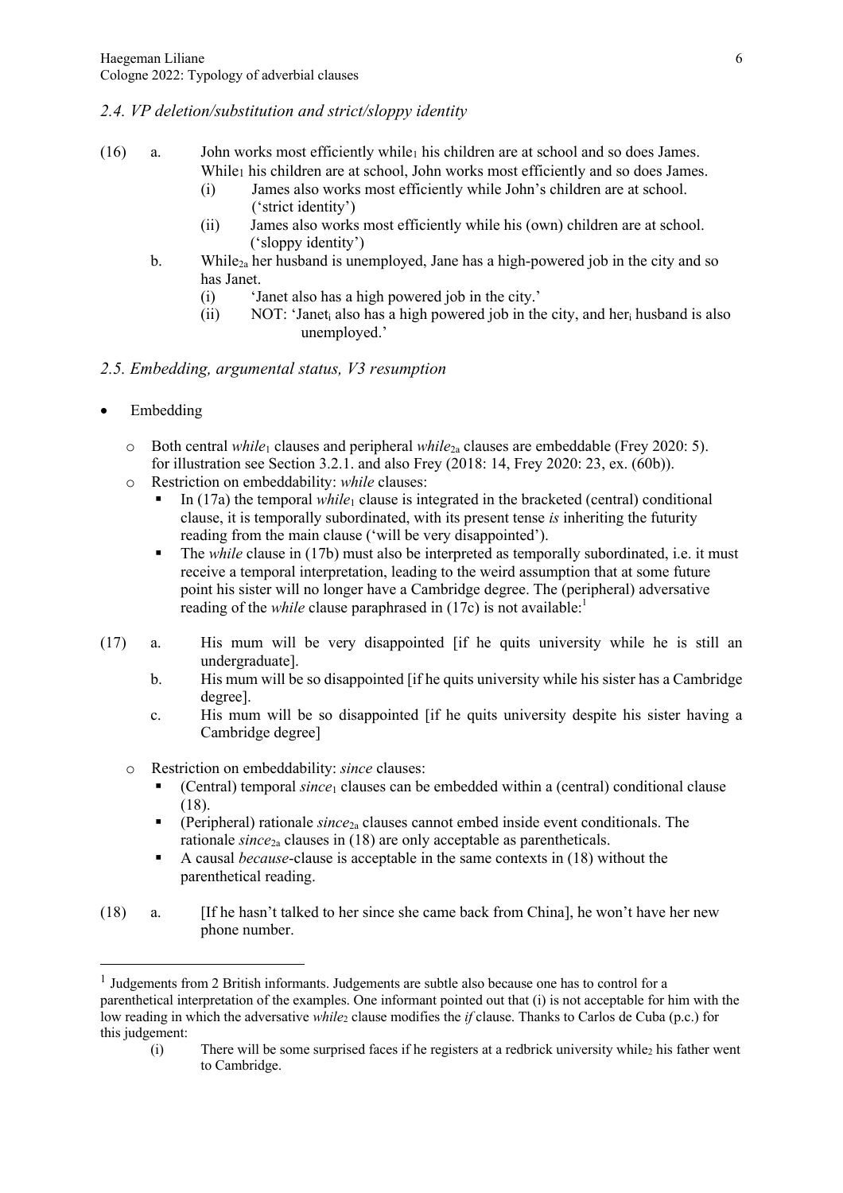### *2.4. VP deletion/substitution and strict/sloppy identity*

(16) a. John works most efficiently while$_1$ his children are at school and so does James. While$_1$ his children are at school, John works most efficiently and so does James.

  (i) James also works most efficiently while John's children are at school. ('strict identity')

  (ii) James also works most efficiently while his (own) children are at school. ('sloppy identity')

 b. While$_{2a}$ her husband is unemployed, Jane has a high-powered job in the city and so has Janet.

  (i) 'Janet also has a high powered job in the city.'

  (ii) NOT: 'Janet$_i$ also has a high powered job in the city, and her$_i$ husband is also unemployed.'

### *2.5. Embedding, argumental status, V3 resumption*

- Embedding
  - Both central *while*$_1$ clauses and peripheral *while*$_{2a}$ clauses are embeddable (Frey 2020: 5). for illustration see Section 3.2.1. and also Frey (2018: 14, Frey 2020: 23, ex. (60b)).
  - Restriction on embeddability: *while* clauses:
    - In (17a) the temporal *while*$_1$ clause is integrated in the bracketed (central) conditional clause, it is temporally subordinated, with its present tense *is* inheriting the futurity reading from the main clause ('will be very disappointed').
    - The *while* clause in (17b) must also be interpreted as temporally subordinated, i.e. it must receive a temporal interpretation, leading to the weird assumption that at some future point his sister will no longer have a Cambridge degree. The (peripheral) adversative reading of the *while* clause paraphrased in (17c) is not available:[1]

(17) a. His mum will be very disappointed [if he quits university while he is still an undergraduate].

 b. His mum will be so disappointed [if he quits university while his sister has a Cambridge degree].

 c. His mum will be so disappointed [if he quits university despite his sister having a Cambridge degree]

  - Restriction on embeddability: *since* clauses:
    - (Central) temporal *since*$_1$ clauses can be embedded within a (central) conditional clause (18).
    - (Peripheral) rationale *since*$_{2a}$ clauses cannot embed inside event conditionals. The rationale *since*$_{2a}$ clauses in (18) are only acceptable as parentheticals.
    - A causal *because*-clause is acceptable in the same contexts in (18) without the parenthetical reading.

(18) a. [If he hasn't talked to her since she came back from China], he won't have her new phone number.

---

[1] Judgements from 2 British informants. Judgements are subtle also because one has to control for a parenthetical interpretation of the examples. One informant pointed out that (i) is not acceptable for him with the low reading in which the adversative *while*$_2$ clause modifies the *if* clause. Thanks to Carlos de Cuba (p.c.) for this judgement:

  (i) There will be some surprised faces if he registers at a redbrick university while$_2$ his father went to Cambridge.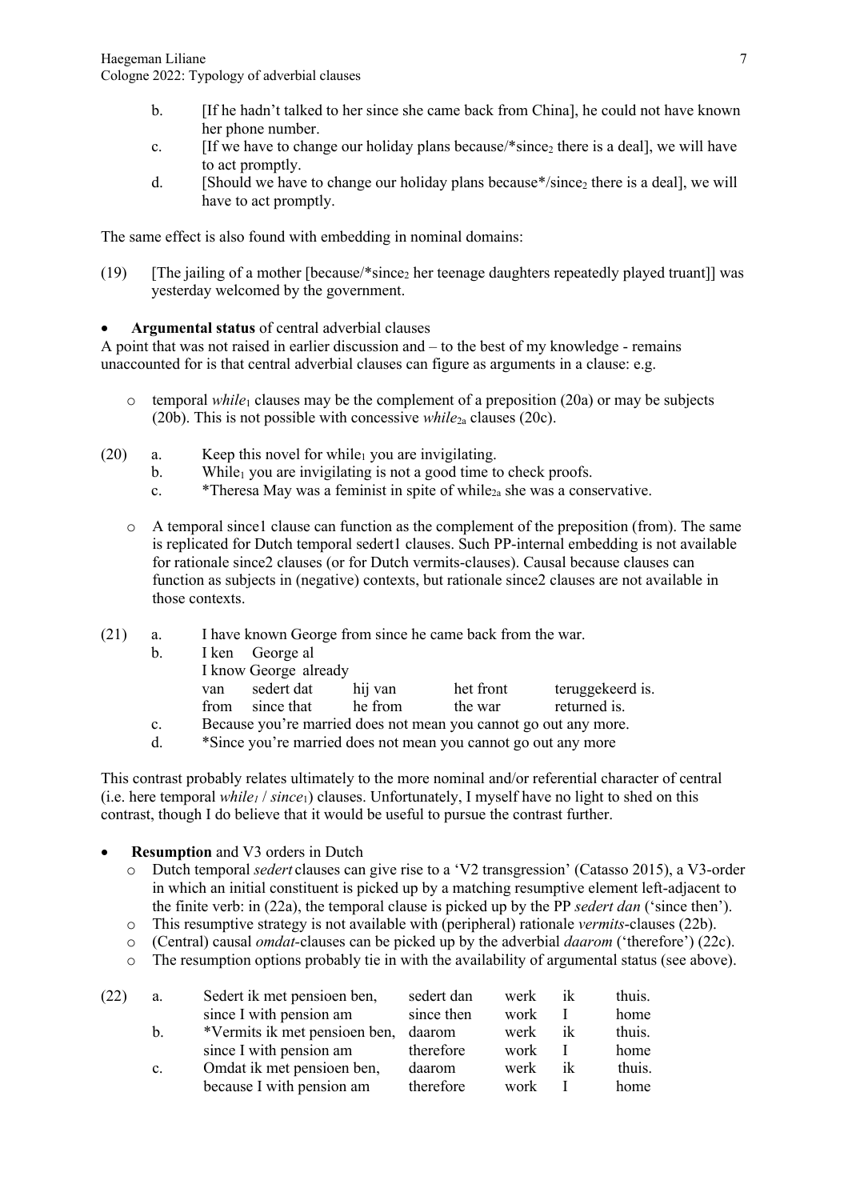b. [If he hadn't talked to her since she came back from China], he could not have known her phone number.

c. [If we have to change our holiday plans because/*since$_2$ there is a deal], we will have to act promptly.

d. [Should we have to change our holiday plans because*/since$_2$ there is a deal], we will have to act promptly.

The same effect is also found with embedding in nominal domains:

(19) [The jailing of a mother [because/*since$_2$ her teenage daughters repeatedly played truant]] was yesterday welcomed by the government.

- **Argumental status** of central adverbial clauses

A point that was not raised in earlier discussion and – to the best of my knowledge - remains unaccounted for is that central adverbial clauses can figure as arguments in a clause: e.g.

- temporal *while*$_1$ clauses may be the complement of a preposition (20a) or may be subjects (20b). This is not possible with concessive *while*$_{2a}$ clauses (20c).

(20) a. Keep this novel for while$_1$ you are invigilating.

b. While$_1$ you are invigilating is not a good time to check proofs.

c. *Theresa May was a feminist in spite of while$_{2a}$ she was a conservative.

- A temporal since1 clause can function as the complement of the preposition (from). The same is replicated for Dutch temporal sedert1 clauses. Such PP-internal embedding is not available for rationale since2 clauses (or for Dutch vermits-clauses). Causal because clauses can function as subjects in (negative) contexts, but rationale since2 clauses are not available in those contexts.

(21) a. I have known George from since he came back from the war.

b. I ken George al
   I know George already
   van sedert dat hij van het front teruggekeerd is.
   from since that he from the war returned is.

c. Because you're married does not mean you cannot go out any more.

d. *Since you're married does not mean you cannot go out any more

This contrast probably relates ultimately to the more nominal and/or referential character of central (i.e. here temporal *while*$_1$ / *since*$_1$) clauses. Unfortunately, I myself have no light to shed on this contrast, though I do believe that it would be useful to pursue the contrast further.

- **Resumption** and V3 orders in Dutch
  - Dutch temporal *sedert* clauses can give rise to a 'V2 transgression' (Catasso 2015), a V3-order in which an initial constituent is picked up by a matching resumptive element left-adjacent to the finite verb: in (22a), the temporal clause is picked up by the PP *sedert dan* ('since then').
  - This resumptive strategy is not available with (peripheral) rationale *vermits*-clauses (22b).
  - (Central) causal *omdat*-clauses can be picked up by the adverbial *daarom* ('therefore') (22c).
  - The resumption options probably tie in with the availability of argumental status (see above).

(22) a. Sedert ik met pensioen ben, sedert dan werk ik thuis.
   since I with pension am since then work I home

b. *Vermits ik met pensioen ben, daarom werk ik thuis.
   since I with pension am therefore work I home

c. Omdat ik met pensioen ben, daarom werk ik thuis.
   because I with pension am therefore work I home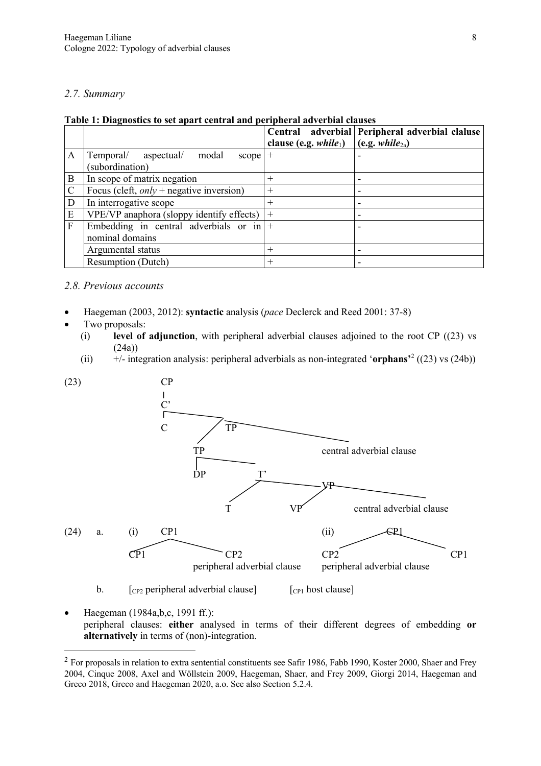### *2.7. Summary*

**Table 1: Diagnostics to set apart central and peripheral adverbial clauses**

| | | Central adverbial clause (e.g. *while*$_1$) | Peripheral adverbial clause (e.g. *while*$_{2a}$) |
|---|---|---|---|
| A | Temporal/ aspectual/ modal scope (subordination) | + | - |
| B | In scope of matrix negation | + | - |
| C | Focus (cleft, *only* + negative inversion) | + | - |
| D | In interrogative scope | + | - |
| E | VPE/VP anaphora (sloppy identify effects) | + | - |
| F | Embedding in central adverbials or in nominal domains | + | - |
| | Argumental status | + | - |
| | Resumption (Dutch) | + | - |

### *2.8. Previous accounts*

- Haegeman (2003, 2012): **syntactic** analysis (*pace* Declerck and Reed 2001: 37-8)
- Two proposals:
  - (i) **level of adjunction**, with peripheral adverbial clauses adjoined to the root CP ((23) vs (24a))
  - (ii) +/- integration analysis: peripheral adverbials as non-integrated '**orphans**'[2] ((23) vs (24b))

(23) [CP [C' C [TP [TP DP [T' T [VP VP central adverbial clause]]] central adverbial clause]]]

(24) a. (i) [CP1 CP1 [CP2 peripheral adverbial clause]]   (ii) [CP1 [CP2 peripheral adverbial clause] CP1]

b. [CP2 peripheral adverbial clause]   [CP1 host clause]

- Haegeman (1984a,b,c, 1991 ff.):
  peripheral clauses: **either** analysed in terms of their different degrees of embedding **or alternatively** in terms of (non)-integration.

---

[2] For proposals in relation to extra sentential constituents see Safir 1986, Fabb 1990, Koster 2000, Shaer and Frey 2004, Cinque 2008, Axel and Wöllstein 2009, Haegeman, Shaer, and Frey 2009, Giorgi 2014, Haegeman and Greco 2018, Greco and Haegeman 2020, a.o. See also Section 5.2.4.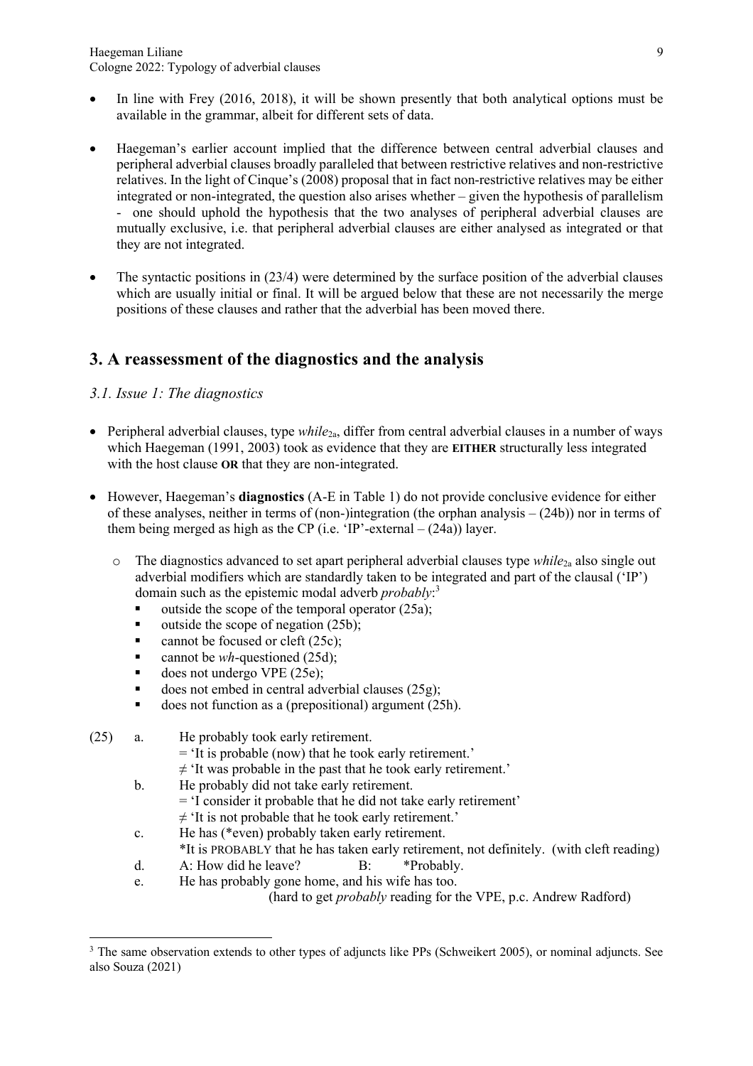- In line with Frey (2016, 2018), it will be shown presently that both analytical options must be available in the grammar, albeit for different sets of data.

- Haegeman's earlier account implied that the difference between central adverbial clauses and peripheral adverbial clauses broadly paralleled that between restrictive relatives and non-restrictive relatives. In the light of Cinque's (2008) proposal that in fact non-restrictive relatives may be either integrated or non-integrated, the question also arises whether – given the hypothesis of parallelism - one should uphold the hypothesis that the two analyses of peripheral adverbial clauses are mutually exclusive, i.e. that peripheral adverbial clauses are either analysed as integrated or that they are not integrated.

- The syntactic positions in (23/4) were determined by the surface position of the adverbial clauses which are usually initial or final. It will be argued below that these are not necessarily the merge positions of these clauses and rather that the adverbial has been moved there.

## 3. A reassessment of the diagnostics and the analysis

### *3.1. Issue 1: The diagnostics*

- Peripheral adverbial clauses, type *while*$_{2a}$, differ from central adverbial clauses in a number of ways which Haegeman (1991, 2003) took as evidence that they are **EITHER** structurally less integrated with the host clause **OR** that they are non-integrated.

- However, Haegeman's **diagnostics** (A-E in Table 1) do not provide conclusive evidence for either of these analyses, neither in terms of (non-)integration (the orphan analysis – (24b)) nor in terms of them being merged as high as the CP (i.e. 'IP'-external – (24a)) layer.
  - The diagnostics advanced to set apart peripheral adverbial clauses type *while*$_{2a}$ also single out adverbial modifiers which are standardly taken to be integrated and part of the clausal ('IP') domain such as the epistemic modal adverb *probably*:[3]
    - outside the scope of the temporal operator (25a);
    - outside the scope of negation (25b);
    - cannot be focused or cleft (25c);
    - cannot be *wh*-questioned (25d);
    - does not undergo VPE (25e);
    - does not embed in central adverbial clauses (25g);
    - does not function as a (prepositional) argument (25h).

(25) a. He probably took early retirement.
  = 'It is probable (now) that he took early retirement.'
  ≠ 'It was probable in the past that he took early retirement.'

b. He probably did not take early retirement.
  = 'I consider it probable that he did not take early retirement'
  ≠ 'It is not probable that he took early retirement.'

c. He has (*even) probably taken early retirement.
  *It is PROBABLY that he has taken early retirement, not definitely. (with cleft reading)

d. A: How did he leave?   B: *Probably.

e. He has probably gone home, and his wife has too.
  (hard to get *probably* reading for the VPE, p.c. Andrew Radford)

---

[3] The same observation extends to other types of adjuncts like PPs (Schweikert 2005), or nominal adjuncts. See also Souza (2021)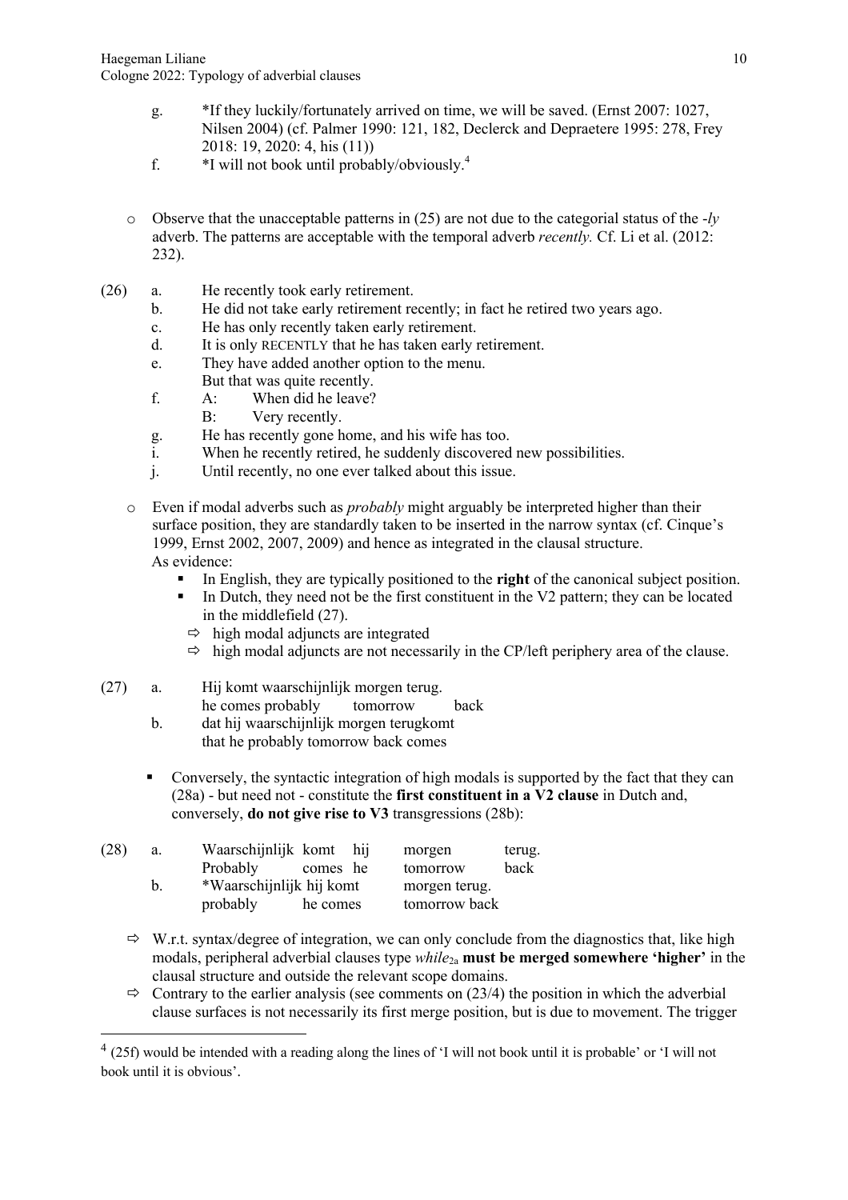g. *If they luckily/fortunately arrived on time, we will be saved. (Ernst 2007: 1027, Nilsen 2004) (cf. Palmer 1990: 121, 182, Declerck and Depraetere 1995: 278, Frey 2018: 19, 2020: 4, his (11))

f. *I will not book until probably/obviously.[4]

- Observe that the unacceptable patterns in (25) are not due to the categorial status of the *-ly* adverb. The patterns are acceptable with the temporal adverb *recently.* Cf. Li et al. (2012: 232).

(26)
a. He recently took early retirement.
b. He did not take early retirement recently; in fact he retired two years ago.
c. He has only recently taken early retirement.
d. It is only RECENTLY that he has taken early retirement.
e. They have added another option to the menu.
   But that was quite recently.
f. A: When did he leave?
   B: Very recently.
g. He has recently gone home, and his wife has too.
i. When he recently retired, he suddenly discovered new possibilities.
j. Until recently, no one ever talked about this issue.

- Even if modal adverbs such as *probably* might arguably be interpreted higher than their surface position, they are standardly taken to be inserted in the narrow syntax (cf. Cinque's 1999, Ernst 2002, 2007, 2009) and hence as integrated in the clausal structure.
  As evidence:
  - In English, they are typically positioned to the **right** of the canonical subject position.
  - In Dutch, they need not be the first constituent in the V2 pattern; they can be located in the middlefield (27).
    - ⇨ high modal adjuncts are integrated
    - ⇨ high modal adjuncts are not necessarily in the CP/left periphery area of the clause.

(27)
a. Hij komt waarschijnlijk morgen terug.
   he comes probably tomorrow back
b. dat hij waarschijnlijk morgen terugkomt
   that he probably tomorrow back comes

- Conversely, the syntactic integration of high modals is supported by the fact that they can (28a) - but need not - constitute the **first constituent in a V2 clause** in Dutch and, conversely, **do not give rise to V3** transgressions (28b):

(28)
a. Waarschijnlijk komt hij morgen terug.
   Probably comes he tomorrow back
b. *Waarschijnlijk hij komt morgen terug.
   probably he comes tomorrow back

⇨ W.r.t. syntax/degree of integration, we can only conclude from the diagnostics that, like high modals, peripheral adverbial clauses type *while*$_{2a}$ **must be merged somewhere 'higher'** in the clausal structure and outside the relevant scope domains.

⇨ Contrary to the earlier analysis (see comments on (23/4) the position in which the adverbial clause surfaces is not necessarily its first merge position, but is due to movement. The trigger

[4] (25f) would be intended with a reading along the lines of 'I will not book until it is probable' or 'I will not book until it is obvious'.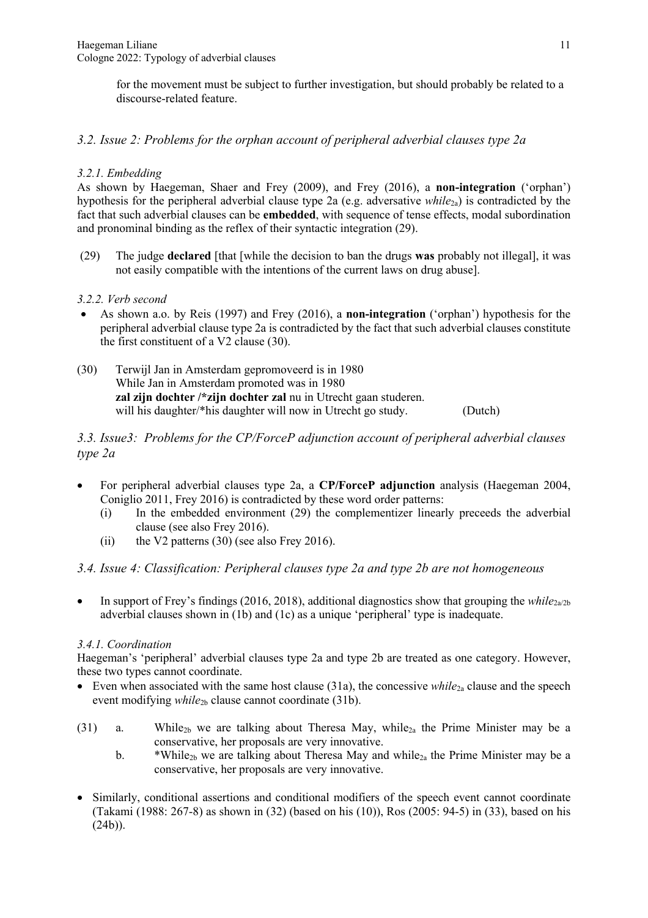for the movement must be subject to further investigation, but should probably be related to a discourse-related feature.

## *3.2. Issue 2: Problems for the orphan account of peripheral adverbial clauses type 2a*

### *3.2.1. Embedding*

As shown by Haegeman, Shaer and Frey (2009), and Frey (2016), a **non-integration** ('orphan') hypothesis for the peripheral adverbial clause type 2a (e.g. adversative *while*$_{2a}$) is contradicted by the fact that such adverbial clauses can be **embedded**, with sequence of tense effects, modal subordination and pronominal binding as the reflex of their syntactic integration (29).

(29) The judge **declared** [that [while the decision to ban the drugs **was** probably not illegal], it was not easily compatible with the intentions of the current laws on drug abuse].

### *3.2.2. Verb second*

- As shown a.o. by Reis (1997) and Frey (2016), a **non-integration** ('orphan') hypothesis for the peripheral adverbial clause type 2a is contradicted by the fact that such adverbial clauses constitute the first constituent of a V2 clause (30).

(30) Terwijl Jan in Amsterdam gepromoveerd is in 1980
While Jan in Amsterdam promoted was in 1980
**zal zijn dochter /\*zijn dochter zal** nu in Utrecht gaan studeren.
will his daughter/\*his daughter will now in Utrecht go study. (Dutch)

## *3.3. Issue3: Problems for the CP/ForceP adjunction account of peripheral adverbial clauses type 2a*

- For peripheral adverbial clauses type 2a, a **CP/ForceP adjunction** analysis (Haegeman 2004, Coniglio 2011, Frey 2016) is contradicted by these word order patterns:
  (i) In the embedded environment (29) the complementizer linearly preceeds the adverbial clause (see also Frey 2016).
  (ii) the V2 patterns (30) (see also Frey 2016).

## *3.4. Issue 4: Classification: Peripheral clauses type 2a and type 2b are not homogeneous*

- In support of Frey's findings (2016, 2018), additional diagnostics show that grouping the *while*$_{2a/2b}$ adverbial clauses shown in (1b) and (1c) as a unique 'peripheral' type is inadequate.

### *3.4.1. Coordination*

Haegeman's 'peripheral' adverbial clauses type 2a and type 2b are treated as one category. However, these two types cannot coordinate.

- Even when associated with the same host clause (31a), the concessive *while*$_{2a}$ clause and the speech event modifying *while*$_{2b}$ clause cannot coordinate (31b).

(31) a. While$_{2b}$ we are talking about Theresa May, while$_{2a}$ the Prime Minister may be a conservative, her proposals are very innovative.
b. \*While$_{2b}$ we are talking about Theresa May and while$_{2a}$ the Prime Minister may be a conservative, her proposals are very innovative.

- Similarly, conditional assertions and conditional modifiers of the speech event cannot coordinate (Takami (1988: 267-8) as shown in (32) (based on his (10)), Ros (2005: 94-5) in (33), based on his (24b)).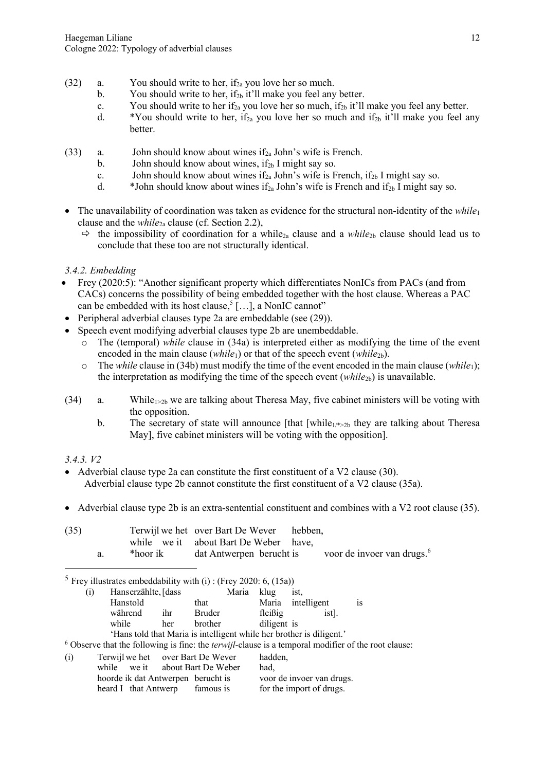(32) a. You should write to her, if$_{2a}$ you love her so much.
b. You should write to her, if$_{2b}$ it'll make you feel any better.
c. You should write to her if$_{2a}$ you love her so much, if$_{2b}$ it'll make you feel any better.
d. *You should write to her, if$_{2a}$ you love her so much and if$_{2b}$ it'll make you feel any better.

(33) a. John should know about wines if$_{2a}$ John's wife is French.
b. John should know about wines, if$_{2b}$ I might say so.
c. John should know about wines if$_{2a}$ John's wife is French, if$_{2b}$ I might say so.
d. *John should know about wines if$_{2a}$ John's wife is French and if$_{2b}$ I might say so.

- The unavailability of coordination was taken as evidence for the structural non-identity of the *while*$_1$ clause and the *while*$_{2a}$ clause (cf. Section 2.2),
  - ⇨ the impossibility of coordination for a while$_{2a}$ clause and a *while*$_{2b}$ clause should lead us to conclude that these too are not structurally identical.

*3.4.2. Embedding*

- Frey (2020:5): "Another significant property which differentiates NonICs from PACs (and from CACs) concerns the possibility of being embedded together with the host clause. Whereas a PAC can be embedded with its host clause,[5] […], a NonIC cannot"
- Peripheral adverbial clauses type 2a are embeddable (see (29)).
- Speech event modifying adverbial clauses type 2b are unembeddable.
  - The (temporal) *while* clause in (34a) is interpreted either as modifying the time of the event encoded in the main clause (*while*$_1$) or that of the speech event (*while*$_{2b}$).
  - The *while* clause in (34b) must modify the time of the event encoded in the main clause (*while*$_1$); the interpretation as modifying the time of the speech event (*while*$_{2b}$) is unavailable.

(34) a. While$_{1>2b}$ we are talking about Theresa May, five cabinet ministers will be voting with the opposition.
b. The secretary of state will announce [that [while$_{1/*>2b}$ they are talking about Theresa May], five cabinet ministers will be voting with the opposition].

*3.4.3. V2*

- Adverbial clause type 2a can constitute the first constituent of a V2 clause (30).
  Adverbial clause type 2b cannot constitute the first constituent of a V2 clause (35a).
- Adverbial clause type 2b is an extra-sentential constituent and combines with a V2 root clause (35).

(35) Terwijl we het over Bart De Wever hebben,
while we it about Bart De Weber have,
a. *hoor ik dat Antwerpen berucht is voor de invoer van drugs.[6]

---

[5] Frey illustrates embeddability with (i) : (Frey 2020: 6, (15a))

(i) Hans erzählte, [dass Maria klug ist,
Hans told that Maria intelligent is
während ihr Bruder fleißig ist].
while her brother diligent is
'Hans told that Maria is intelligent while her brother is diligent.'

[6] Observe that the following is fine: the *terwijl*-clause is a temporal modifier of the root clause:

(i) Terwijl we het over Bart De Wever hadden,
while we it about Bart De Weber had,
hoorde ik dat Antwerpen berucht is voor de invoer van drugs.
heard I that Antwerp famous is for the import of drugs.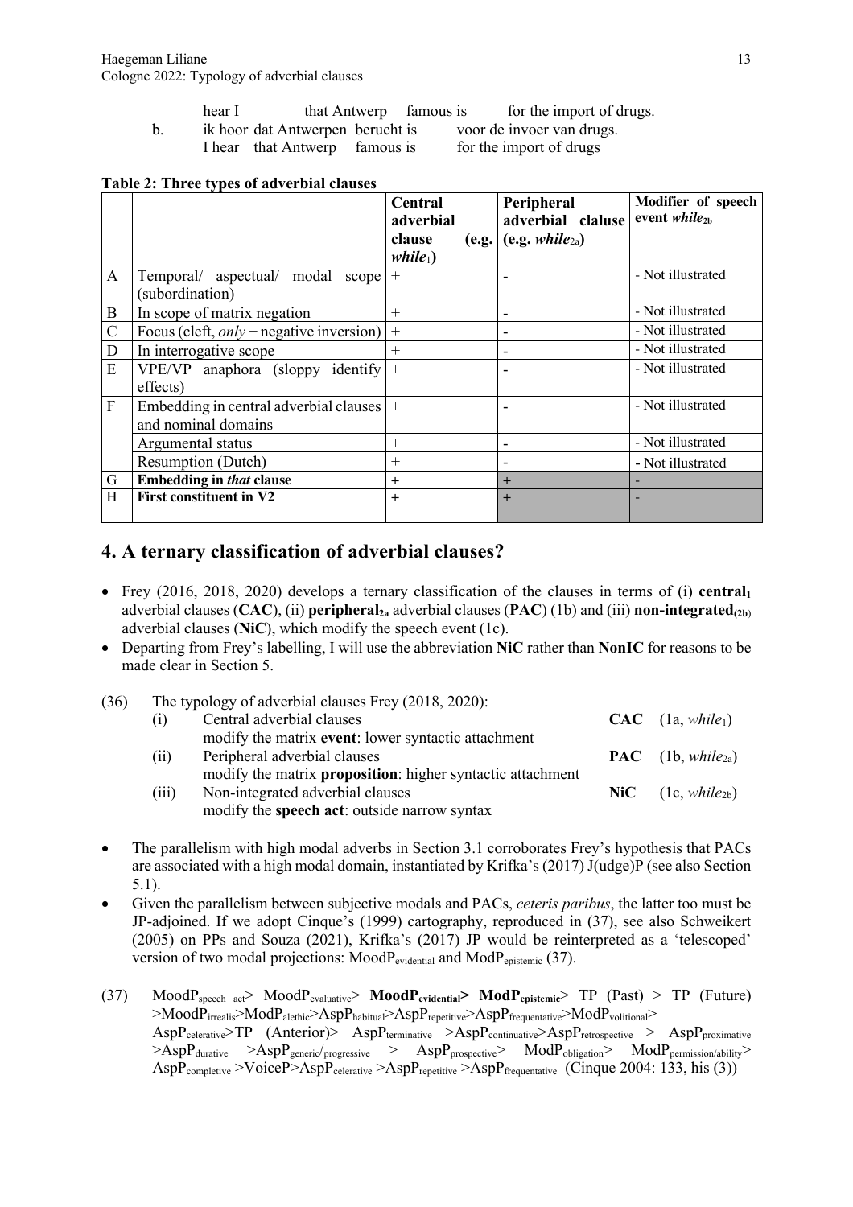hear I that Antwerp famous is for the import of drugs.

b. ik hoor dat Antwerpen berucht is voor de invoer van drugs.
I hear that Antwerp famous is for the import of drugs

**Table 2: Three types of adverbial clauses**

| | | Central adverbial clause (e.g. *while*$_1$) | Peripheral adverbial claluse (e.g. *while*$_{2a}$) | **Modifier of speech event *while*$_{2b}$** |
|---|---|---|---|---|
| A | Temporal/ aspectual/ modal scope (subordination) | + | - | - Not illustrated |
| B | In scope of matrix negation | + | - | - Not illustrated |
| C | Focus (cleft, *only* + negative inversion) | + | - | - Not illustrated |
| D | In interrogative scope | + | - | - Not illustrated |
| E | VPE/VP anaphora (sloppy identify effects) | + | - | - Not illustrated |
| F | Embedding in central adverbial clauses and nominal domains | + | - | - Not illustrated |
| | Argumental status | + | - | - Not illustrated |
| | Resumption (Dutch) | + | - | - Not illustrated |
| G | **Embedding in *that* clause** | + | + | - |
| H | **First constituent in V2** | + | + | - |

## 4. A ternary classification of adverbial clauses?

- Frey (2016, 2018, 2020) develops a ternary classification of the clauses in terms of (i) **central$_1$** adverbial clauses (**CAC**), (ii) **peripheral$_{2a}$** adverbial clauses (**PAC**) (1b) and (iii) **non-integrated$_{(2b)}$** adverbial clauses (**NiC**), which modify the speech event (1c).
- Departing from Frey's labelling, I will use the abbreviation **NiC** rather than **NonIC** for reasons to be made clear in Section 5.

(36) The typology of adverbial clauses Frey (2018, 2020):

(i) Central adverbial clauses **CAC** (1a, *while*$_1$)
modify the matrix **event**: lower syntactic attachment

(ii) Peripheral adverbial clauses **PAC** (1b, *while*$_{2a}$)
modify the matrix **proposition**: higher syntactic attachment

(iii) Non-integrated adverbial clauses **NiC** (1c, *while*$_{2b}$)
modify the **speech act**: outside narrow syntax

- The parallelism with high modal adverbs in Section 3.1 corroborates Frey's hypothesis that PACs are associated with a high modal domain, instantiated by Krifka's (2017) J(udge)P (see also Section 5.1).
- Given the parallelism between subjective modals and PACs, *ceteris paribus*, the latter too must be JP-adjoined. If we adopt Cinque's (1999) cartography, reproduced in (37), see also Schweikert (2005) on PPs and Souza (2021), Krifka's (2017) JP would be reinterpreted as a 'telescoped' version of two modal projections: MoodP$_{\text{evidential}}$ and ModP$_{\text{epistemic}}$ (37).

(37) MoodP$_{\text{speech act}}$> MoodP$_{\text{evaluative}}$> **MoodP$_{\text{evidential}}$> ModP$_{\text{epistemic}}$**> TP (Past) > TP (Future) >MoodP$_{\text{irrealis}}$>ModP$_{\text{alethic}}$>AspP$_{\text{habitual}}$>AspP$_{\text{repetitive}}$>AspP$_{\text{frequentative}}$>ModP$_{\text{volitional}}$> AspP$_{\text{celerative}}$>TP (Anterior)> AspP$_{\text{terminative}}$ >AspP$_{\text{continuative}}$>AspP$_{\text{retrospective}}$ > AspP$_{\text{proximative}}$ >AspP$_{\text{durative}}$ >AspP$_{\text{generic/progressive}}$ > AspP$_{\text{prospective}}$> ModP$_{\text{obligation}}$> ModP$_{\text{permission/ability}}$> AspP$_{\text{completive}}$ >VoiceP>AspP$_{\text{celerative}}$ >AspP$_{\text{repetitive}}$ >AspP$_{\text{frequentative}}$ (Cinque 2004: 133, his (3))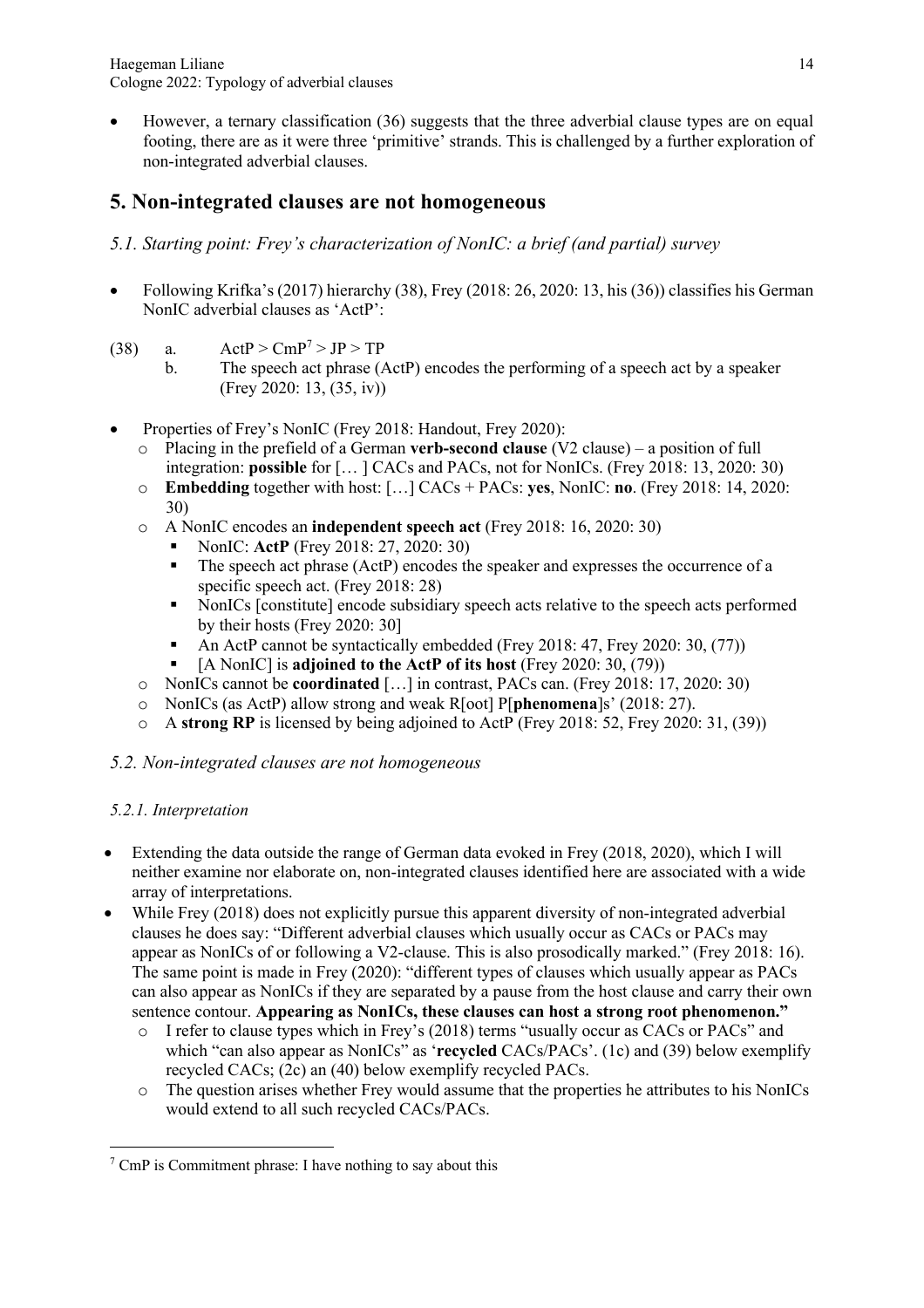- However, a ternary classification (36) suggests that the three adverbial clause types are on equal footing, there are as it were three 'primitive' strands. This is challenged by a further exploration of non-integrated adverbial clauses.

## 5. Non-integrated clauses are not homogeneous

### *5.1. Starting point: Frey's characterization of NonIC: a brief (and partial) survey*

- Following Krifka's (2017) hierarchy (38), Frey (2018: 26, 2020: 13, his (36)) classifies his German NonIC adverbial clauses as 'ActP':

(38) a. ActP > CmP[7] > JP > TP
  b. The speech act phrase (ActP) encodes the performing of a speech act by a speaker (Frey 2020: 13, (35, iv))

- Properties of Frey's NonIC (Frey 2018: Handout, Frey 2020):
  - Placing in the prefield of a German **verb-second clause** (V2 clause) – a position of full integration: **possible** for [… ] CACs and PACs, not for NonICs. (Frey 2018: 13, 2020: 30)
  - **Embedding** together with host: […] CACs + PACs: **yes**, NonIC: **no**. (Frey 2018: 14, 2020: 30)
  - A NonIC encodes an **independent speech act** (Frey 2018: 16, 2020: 30)
    - NonIC: **ActP** (Frey 2018: 27, 2020: 30)
    - The speech act phrase (ActP) encodes the speaker and expresses the occurrence of a specific speech act. (Frey 2018: 28)
    - NonICs [constitute] encode subsidiary speech acts relative to the speech acts performed by their hosts (Frey 2020: 30]
    - An ActP cannot be syntactically embedded (Frey 2018: 47, Frey 2020: 30, (77))
    - [A NonIC] is **adjoined to the ActP of its host** (Frey 2020: 30, (79))
  - NonICs cannot be **coordinated** […] in contrast, PACs can. (Frey 2018: 17, 2020: 30)
  - NonICs (as ActP) allow strong and weak R[oot] P[**phenomena**]s' (2018: 27).
  - A **strong RP** is licensed by being adjoined to ActP (Frey 2018: 52, Frey 2020: 31, (39))

### *5.2. Non-integrated clauses are not homogeneous*

#### *5.2.1. Interpretation*

- Extending the data outside the range of German data evoked in Frey (2018, 2020), which I will neither examine nor elaborate on, non-integrated clauses identified here are associated with a wide array of interpretations.
- While Frey (2018) does not explicitly pursue this apparent diversity of non-integrated adverbial clauses he does say: "Different adverbial clauses which usually occur as CACs or PACs may appear as NonICs of or following a V2-clause. This is also prosodically marked." (Frey 2018: 16). The same point is made in Frey (2020): "different types of clauses which usually appear as PACs can also appear as NonICs if they are separated by a pause from the host clause and carry their own sentence contour. **Appearing as NonICs, these clauses can host a strong root phenomenon."**
  - I refer to clause types which in Frey's (2018) terms "usually occur as CACs or PACs" and which "can also appear as NonICs" as '**recycled** CACs/PACs'. (1c) and (39) below exemplify recycled CACs; (2c) an (40) below exemplify recycled PACs.
  - The question arises whether Frey would assume that the properties he attributes to his NonICs would extend to all such recycled CACs/PACs.

---

[7] CmP is Commitment phrase: I have nothing to say about this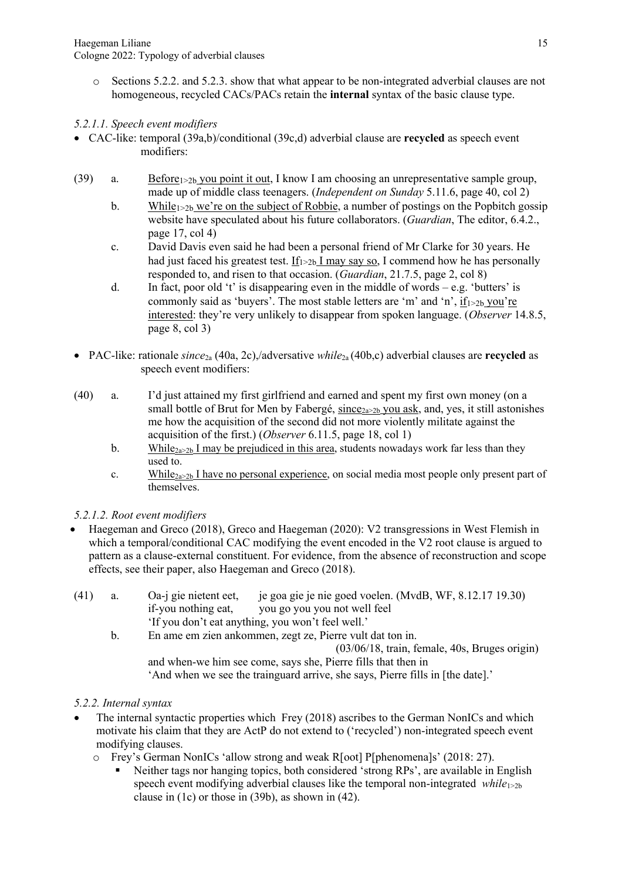- Sections 5.2.2. and 5.2.3. show that what appear to be non-integrated adverbial clauses are not homogeneous, recycled CACs/PACs retain the **internal** syntax of the basic clause type.

*5.2.1.1. Speech event modifiers*

- CAC-like: temporal (39a,b)/conditional (39c,d) adverbial clause are **recycled** as speech event modifiers:

(39) a. <u>Before$_{1>2b}$ you point it out</u>, I know I am choosing an unrepresentative sample group, made up of middle class teenagers. (*Independent on Sunday* 5.11.6, page 40, col 2)
b. <u>While$_{1>2b}$ we're on the subject of Robbie</u>, a number of postings on the Popbitch gossip website have speculated about his future collaborators. (*Guardian*, The editor, 6.4.2., page 17, col 4)
c. David Davis even said he had been a personal friend of Mr Clarke for 30 years. He had just faced his greatest test. <u>If$_{1>2b}$ I may say so</u>, I commend how he has personally responded to, and risen to that occasion. (*Guardian*, 21.7.5, page 2, col 8)
d. In fact, poor old 't' is disappearing even in the middle of words – e.g. 'butters' is commonly said as 'buyers'. The most stable letters are 'm' and 'n', <u>if$_{1>2b}$ you're interested</u>: they're very unlikely to disappear from spoken language. (*Observer* 14.8.5, page 8, col 3)

- PAC-like: rationale *since*$_{2a}$ (40a, 2c),/adversative *while*$_{2a}$ (40b,c) adverbial clauses are **recycled** as speech event modifiers:

(40) a. I'd just attained my first girlfriend and earned and spent my first own money (on a small bottle of Brut for Men by Fabergé, <u>since$_{2a>2b}$ you ask</u>, and, yes, it still astonishes me how the acquisition of the second did not more violently militate against the acquisition of the first.) (*Observer* 6.11.5, page 18, col 1)
b. <u>While$_{2a>2b}$ I may be prejudiced in this area</u>, students nowadays work far less than they used to.
c. <u>While$_{2a>2b}$ I have no personal experience</u>, on social media most people only present part of themselves.

*5.2.1.2. Root event modifiers*

- Haegeman and Greco (2018), Greco and Haegeman (2020): V2 transgressions in West Flemish in which a temporal/conditional CAC modifying the event encoded in the V2 root clause is argued to pattern as a clause-external constituent. For evidence, from the absence of reconstruction and scope effects, see their paper, also Haegeman and Greco (2018).

(41) a. Oa-j gie nietent eet, je goa gie je nie goed voelen. (MvdB, WF, 8.12.17 19.30)
if-you nothing eat, you go you you not well feel
'If you don't eat anything, you won't feel well.'
b. En ame em zien ankommen, zegt ze, Pierre vult dat ton in.
(03/06/18, train, female, 40s, Bruges origin)
and when-we him see come, says she, Pierre fills that then in
'And when we see the trainguard arrive, she says, Pierre fills in [the date].'

*5.2.2. Internal syntax*

- The internal syntactic properties which Frey (2018) ascribes to the German NonICs and which motivate his claim that they are ActP do not extend to ('recycled') non-integrated speech event modifying clauses.
  - Frey's German NonICs 'allow strong and weak R[oot] P[phenomena]s' (2018: 27).
    - Neither tags nor hanging topics, both considered 'strong RPs', are available in English speech event modifying adverbial clauses like the temporal non-integrated *while*$_{1>2b}$ clause in (1c) or those in (39b), as shown in (42).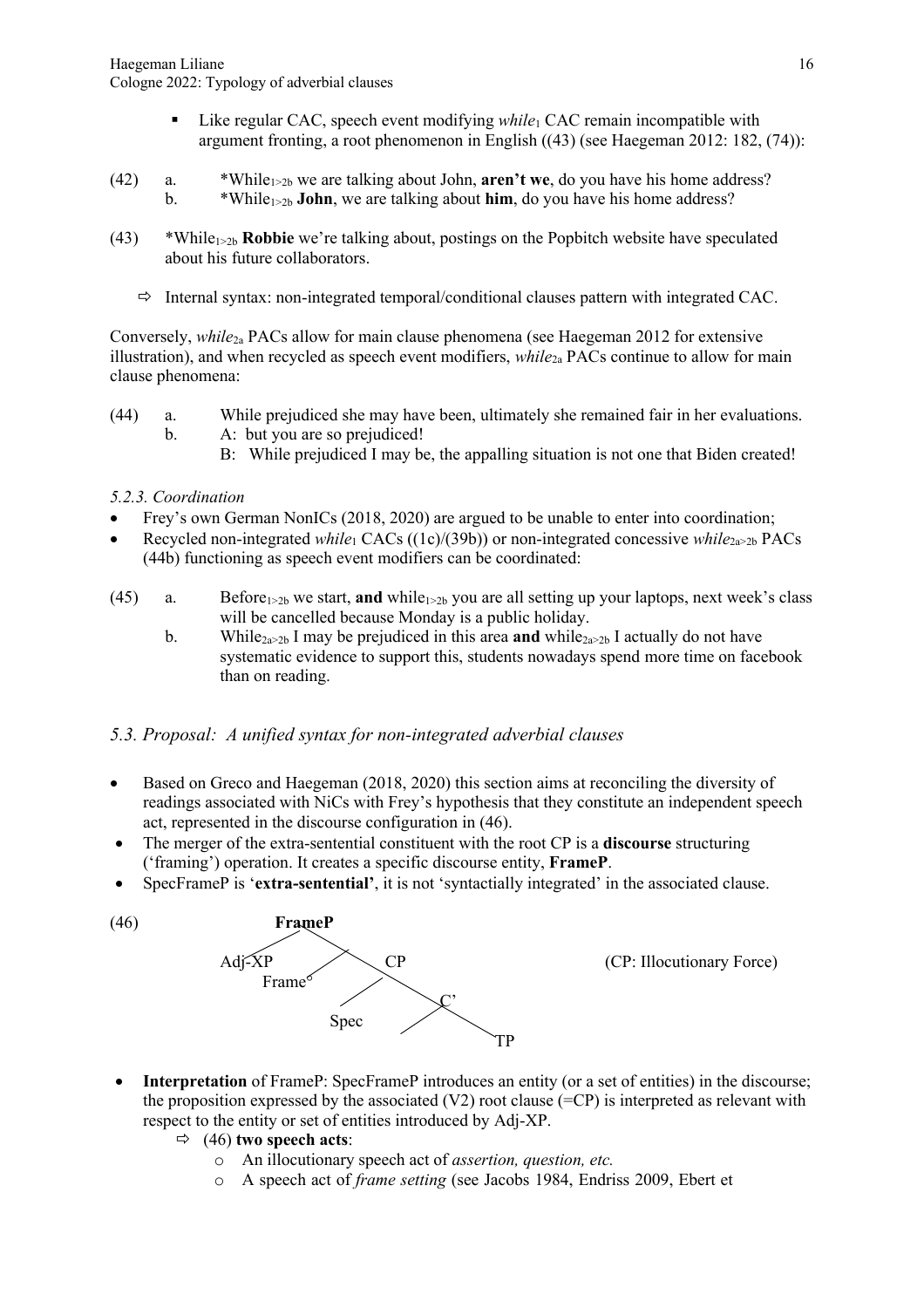- Like regular CAC, speech event modifying *while*$_1$ CAC remain incompatible with argument fronting, a root phenomenon in English ((43) (see Haegeman 2012: 182, (74)):

(42) a. *While$_{1>2b}$ we are talking about John, **aren't we**, do you have his home address?
b. *While$_{1>2b}$ **John**, we are talking about **him**, do you have his home address?

(43) *While$_{1>2b}$ **Robbie** we're talking about, postings on the Popbitch website have speculated about his future collaborators.

⇨ Internal syntax: non-integrated temporal/conditional clauses pattern with integrated CAC.

Conversely, *while*$_{2a}$ PACs allow for main clause phenomena (see Haegeman 2012 for extensive illustration), and when recycled as speech event modifiers, *while*$_{2a}$ PACs continue to allow for main clause phenomena:

(44) a. While prejudiced she may have been, ultimately she remained fair in her evaluations.
b. A: but you are so prejudiced!
B: While prejudiced I may be, the appalling situation is not one that Biden created!

*5.2.3. Coordination*

- Frey's own German NonICs (2018, 2020) are argued to be unable to enter into coordination;
- Recycled non-integrated *while*$_1$ CACs ((1c)/(39b)) or non-integrated concessive *while*$_{2a>2b}$ PACs (44b) functioning as speech event modifiers can be coordinated:

(45) a. Before$_{1>2b}$ we start, **and** while$_{1>2b}$ you are all setting up your laptops, next week's class will be cancelled because Monday is a public holiday.
b. While$_{2a>2b}$ I may be prejudiced in this area **and** while$_{2a>2b}$ I actually do not have systematic evidence to support this, students nowadays spend more time on facebook than on reading.

### *5.3. Proposal: A unified syntax for non-integrated adverbial clauses*

- Based on Greco and Haegeman (2018, 2020) this section aims at reconciling the diversity of readings associated with NiCs with Frey's hypothesis that they constitute an independent speech act, represented in the discourse configuration in (46).
- The merger of the extra-sentential constituent with the root CP is a **discourse** structuring ('framing') operation. It creates a specific discourse entity, **FrameP**.
- SpecFrameP is '**extra-sentential'**, it is not 'syntactically integrated' in the associated clause.

(46)

```
              FrameP
             /      \
        Adj-XP       \
                 Frame°  CP                (CP: Illocutionary Force)
                        /  \
                     Spec   C'
                              \
                               TP
```

- **Interpretation** of FrameP: SpecFrameP introduces an entity (or a set of entities) in the discourse; the proposition expressed by the associated (V2) root clause (=CP) is interpreted as relevant with respect to the entity or set of entities introduced by Adj-XP.
  - ⇨ (46) **two speech acts**:
    - An illocutionary speech act of *assertion, question, etc.*
    - A speech act of *frame setting* (see Jacobs 1984, Endriss 2009, Ebert et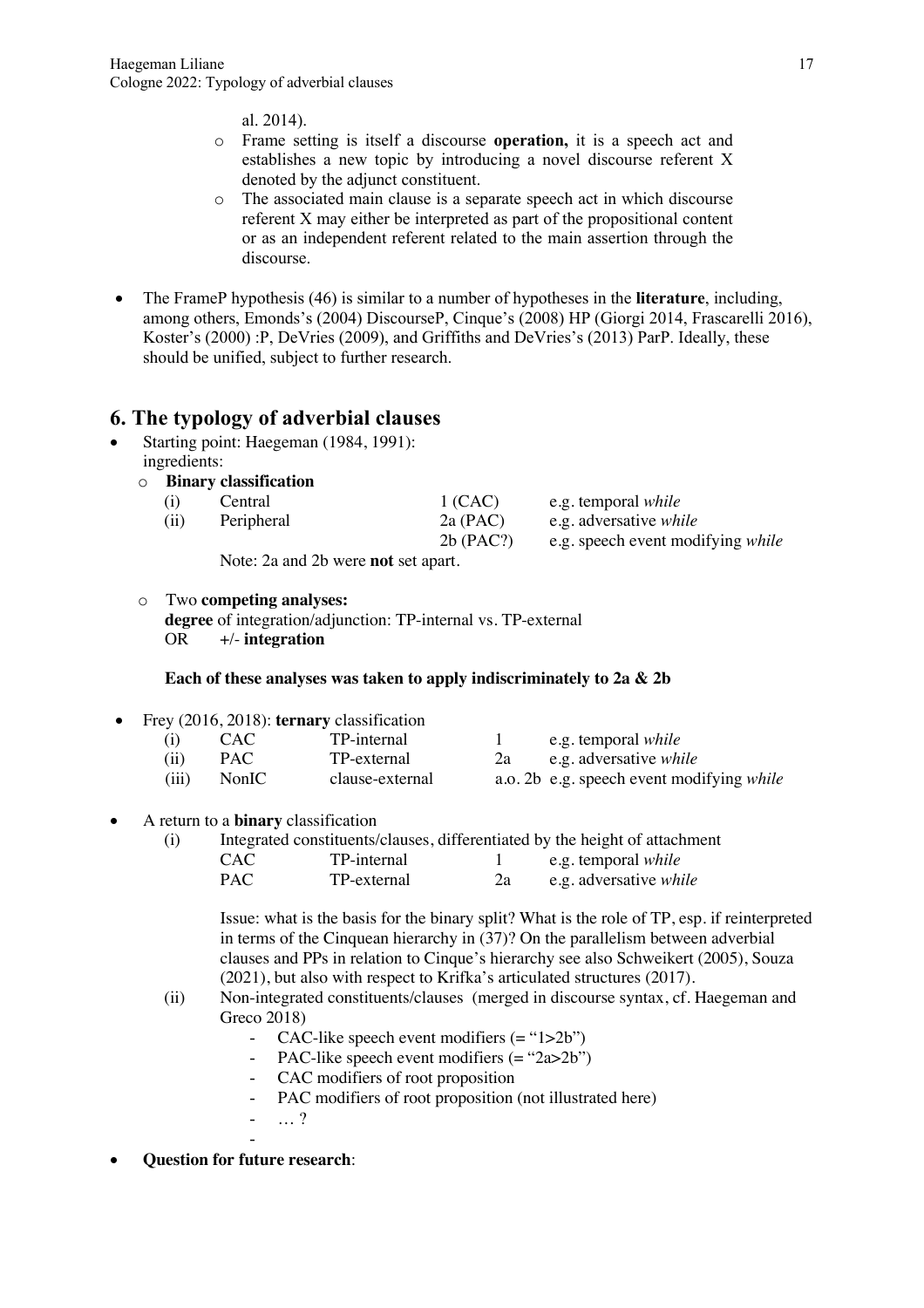al. 2014).

- o Frame setting is itself a discourse **operation,** it is a speech act and establishes a new topic by introducing a novel discourse referent X denoted by the adjunct constituent.
- o The associated main clause is a separate speech act in which discourse referent X may either be interpreted as part of the propositional content or as an independent referent related to the main assertion through the discourse.

- The FrameP hypothesis (46) is similar to a number of hypotheses in the **literature**, including, among others, Emonds's (2004) DiscourseP, Cinque's (2008) HP (Giorgi 2014, Frascarelli 2016), Koster's (2000) :P, DeVries (2009), and Griffiths and DeVries's (2013) ParP. Ideally, these should be unified, subject to further research.

## 6. The typology of adverbial clauses

- Starting point: Haegeman (1984, 1991):
  ingredients:
  - o **Binary classification**

    | | | | |
    |---|---|---|---|
    | (i) | Central | 1 (CAC) | e.g. temporal *while* |
    | (ii) | Peripheral | 2a (PAC) | e.g. adversative *while* |
    | | | 2b (PAC?) | e.g. speech event modifying *while* |

    Note: 2a and 2b were **not** set apart.

  - o Two **competing analyses:**
    **degree** of integration/adjunction: TP-internal vs. TP-external
    OR +/- **integration**

    **Each of these analyses was taken to apply indiscriminately to 2a & 2b**

- Frey (2016, 2018): **ternary** classification

  | | | | | |
  |---|---|---|---|---|
  | (i) | CAC | TP-internal | 1 | e.g. temporal *while* |
  | (ii) | PAC | TP-external | 2a | e.g. adversative *while* |
  | (iii) | NonIC | clause-external | a.o. 2b | e.g. speech event modifying *while* |

- A return to a **binary** classification
  - (i) Integrated constituents/clauses, differentiated by the height of attachment

    | | | | |
    |---|---|---|---|
    | CAC | TP-internal | 1 | e.g. temporal *while* |
    | PAC | TP-external | 2a | e.g. adversative *while* |

    Issue: what is the basis for the binary split? What is the role of TP, esp. if reinterpreted in terms of the Cinquean hierarchy in (37)? On the parallelism between adverbial clauses and PPs in relation to Cinque's hierarchy see also Schweikert (2005), Souza (2021), but also with respect to Krifka's articulated structures (2017).

  - (ii) Non-integrated constituents/clauses (merged in discourse syntax, cf. Haegeman and Greco 2018)
    - CAC-like speech event modifiers (= "1>2b")
    - PAC-like speech event modifiers (= "2a>2b")
    - CAC modifiers of root proposition
    - PAC modifiers of root proposition (not illustrated here)
    - … ?
    -

- **Question for future research**: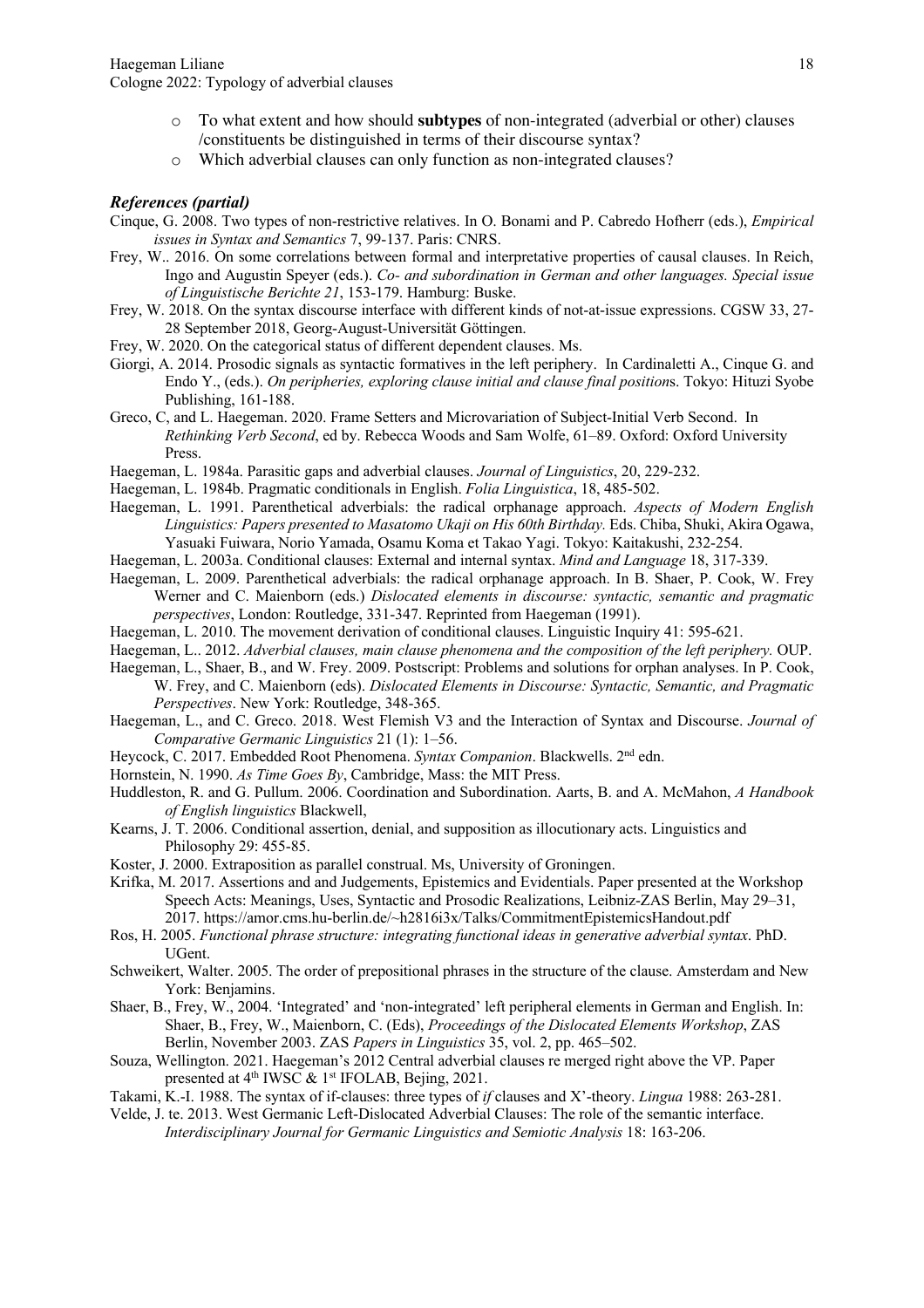- To what extent and how should **subtypes** of non-integrated (adverbial or other) clauses /constituents be distinguished in terms of their discourse syntax?
- Which adverbial clauses can only function as non-integrated clauses?

### *References (partial)*

Cinque, G. 2008. Two types of non-restrictive relatives. In O. Bonami and P. Cabredo Hofherr (eds.), *Empirical issues in Syntax and Semantics* 7, 99-137. Paris: CNRS.

Frey, W.. 2016. On some correlations between formal and interpretative properties of causal clauses. In Reich, Ingo and Augustin Speyer (eds.). *Co- and subordination in German and other languages. Special issue of Linguistische Berichte 21*, 153-179. Hamburg: Buske.

Frey, W. 2018. On the syntax discourse interface with different kinds of not-at-issue expressions. CGSW 33, 27-28 September 2018, Georg-August-Universität Göttingen.

Frey, W. 2020. On the categorical status of different dependent clauses. Ms.

Giorgi, A. 2014. Prosodic signals as syntactic formatives in the left periphery. In Cardinaletti A., Cinque G. and Endo Y., (eds.). *On peripheries, exploring clause initial and clause final position*s. Tokyo: Hituzi Syobe Publishing, 161-188.

Greco, C, and L. Haegeman. 2020. Frame Setters and Microvariation of Subject-Initial Verb Second. In *Rethinking Verb Second*, ed by. Rebecca Woods and Sam Wolfe, 61–89. Oxford: Oxford University Press.

Haegeman, L. 1984a. Parasitic gaps and adverbial clauses. *Journal of Linguistics*, 20, 229-232.

Haegeman, L. 1984b. Pragmatic conditionals in English. *Folia Linguistica*, 18, 485-502.

Haegeman, L. 1991. Parenthetical adverbials: the radical orphanage approach. *Aspects of Modern English Linguistics: Papers presented to Masatomo Ukaji on His 60th Birthday.* Eds. Chiba, Shuki, Akira Ogawa, Yasuaki Fuiwara, Norio Yamada, Osamu Koma et Takao Yagi. Tokyo: Kaitakushi, 232-254.

Haegeman, L. 2003a. Conditional clauses: External and internal syntax. *Mind and Language* 18, 317-339.

Haegeman, L. 2009. Parenthetical adverbials: the radical orphanage approach. In B. Shaer, P. Cook, W. Frey Werner and C. Maienborn (eds.) *Dislocated elements in discourse: syntactic, semantic and pragmatic perspectives*, London: Routledge, 331-347. Reprinted from Haegeman (1991).

Haegeman, L. 2010. The movement derivation of conditional clauses. Linguistic Inquiry 41: 595-621.

Haegeman, L.. 2012. *Adverbial clauses, main clause phenomena and the composition of the left periphery.* OUP.

Haegeman, L., Shaer, B., and W. Frey. 2009. Postscript: Problems and solutions for orphan analyses. In P. Cook, W. Frey, and C. Maienborn (eds). *Dislocated Elements in Discourse: Syntactic, Semantic, and Pragmatic Perspectives*. New York: Routledge, 348-365.

Haegeman, L., and C. Greco. 2018. West Flemish V3 and the Interaction of Syntax and Discourse. *Journal of Comparative Germanic Linguistics* 21 (1): 1–56.

Heycock, C. 2017. Embedded Root Phenomena. *Syntax Companion*. Blackwells. 2nd edn.

Hornstein, N. 1990. *As Time Goes By*, Cambridge, Mass: the MIT Press.

Huddleston, R. and G. Pullum. 2006. Coordination and Subordination. Aarts, B. and A. McMahon, *A Handbook of English linguistics* Blackwell,

Kearns, J. T. 2006. Conditional assertion, denial, and supposition as illocutionary acts. Linguistics and Philosophy 29: 455-85.

Koster, J. 2000. Extraposition as parallel construal. Ms, University of Groningen.

Krifka, M. 2017. Assertions and and Judgements, Epistemics and Evidentials. Paper presented at the Workshop Speech Acts: Meanings, Uses, Syntactic and Prosodic Realizations, Leibniz-ZAS Berlin, May 29–31, 2017. https://amor.cms.hu-berlin.de/~h2816i3x/Talks/CommitmentEpistemicsHandout.pdf

Ros, H. 2005. *Functional phrase structure: integrating functional ideas in generative adverbial syntax*. PhD. UGent.

Schweikert, Walter. 2005. The order of prepositional phrases in the structure of the clause. Amsterdam and New York: Benjamins.

Shaer, B., Frey, W., 2004. 'Integrated' and 'non-integrated' left peripheral elements in German and English. In: Shaer, B., Frey, W., Maienborn, C. (Eds), *Proceedings of the Dislocated Elements Workshop*, ZAS Berlin, November 2003. ZAS *Papers in Linguistics* 35, vol. 2, pp. 465–502.

Souza, Wellington. 2021. Haegeman's 2012 Central adverbial clauses re merged right above the VP. Paper presented at 4th IWSC & 1st IFOLAB, Bejing, 2021.

Takami, K.-I. 1988. The syntax of if-clauses: three types of *if* clauses and X'-theory. *Lingua* 1988: 263-281.

Velde, J. te. 2013. West Germanic Left-Dislocated Adverbial Clauses: The role of the semantic interface. *Interdisciplinary Journal for Germanic Linguistics and Semiotic Analysis* 18: 163-206.